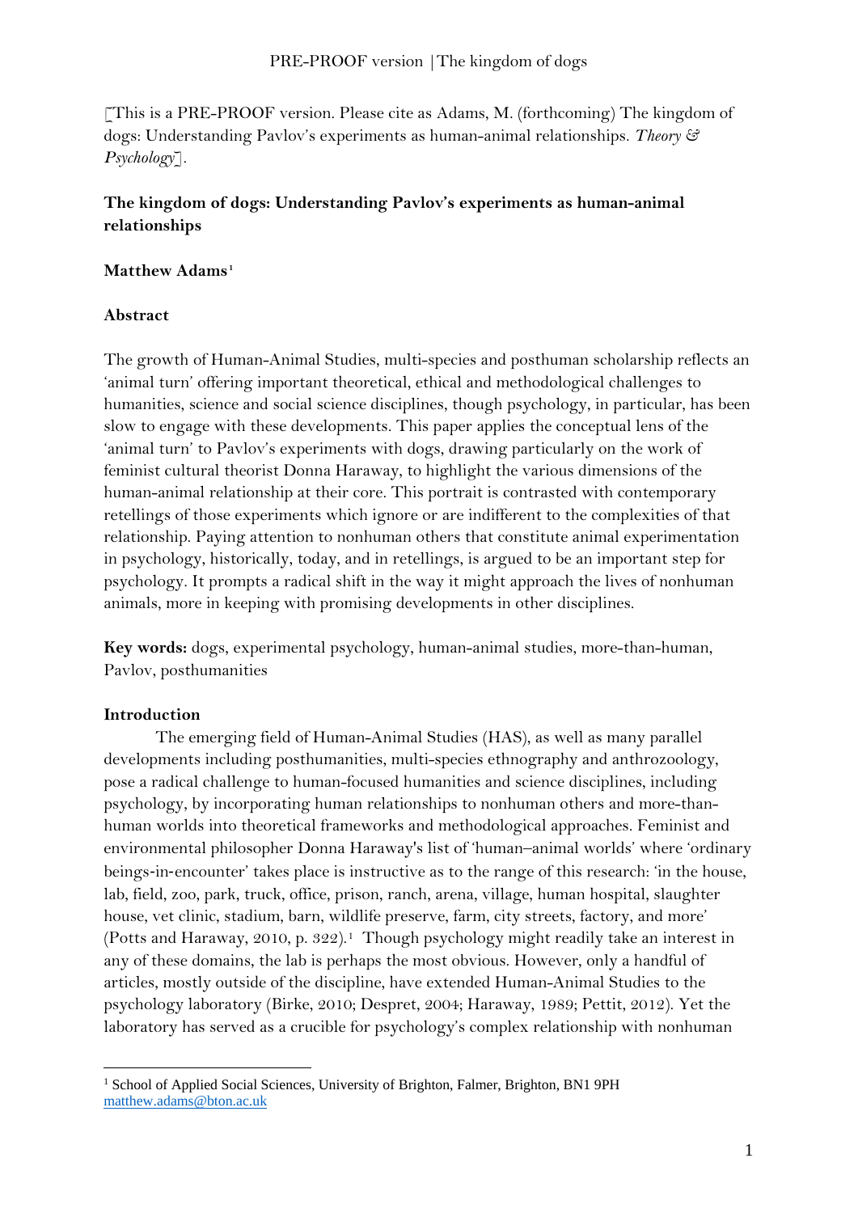[This is a PRE-PROOF version. Please cite as Adams, M. (forthcoming) The kingdom of dogs: Understanding Pavlov's experiments as human-animal relationships. *Theory & Psychology*].

# The kingdom of dogs: Understanding Pavlov's experiments as human-animal relationships

**Matthew Adams**[1]

## Abstract

The growth of Human-Animal Studies, multi-species and posthuman scholarship reflects an 'animal turn' offering important theoretical, ethical and methodological challenges to humanities, science and social science disciplines, though psychology, in particular, has been slow to engage with these developments. This paper applies the conceptual lens of the 'animal turn' to Pavlov's experiments with dogs, drawing particularly on the work of feminist cultural theorist Donna Haraway, to highlight the various dimensions of the human-animal relationship at their core. This portrait is contrasted with contemporary retellings of those experiments which ignore or are indifferent to the complexities of that relationship. Paying attention to nonhuman others that constitute animal experimentation in psychology, historically, today, and in retellings, is argued to be an important step for psychology. It prompts a radical shift in the way it might approach the lives of nonhuman animals, more in keeping with promising developments in other disciplines.

**Key words:** dogs, experimental psychology, human-animal studies, more-than-human, Pavlov, posthumanities

## Introduction

The emerging field of Human-Animal Studies (HAS), as well as many parallel developments including posthumanities, multi-species ethnography and anthrozoology, pose a radical challenge to human-focused humanities and science disciplines, including psychology, by incorporating human relationships to nonhuman others and more-than-human worlds into theoretical frameworks and methodological approaches. Feminist and environmental philosopher Donna Haraway's list of 'human–animal worlds' where 'ordinary beings-in-encounter' takes place is instructive as to the range of this research: 'in the house, lab, field, zoo, park, truck, office, prison, ranch, arena, village, human hospital, slaughter house, vet clinic, stadium, barn, wildlife preserve, farm, city streets, factory, and more' (Potts and Haraway, 2010, p. 322).[1] Though psychology might readily take an interest in any of these domains, the lab is perhaps the most obvious. However, only a handful of articles, mostly outside of the discipline, have extended Human-Animal Studies to the psychology laboratory (Birke, 2010; Despret, 2004; Haraway, 1989; Pettit, 2012). Yet the laboratory has served as a crucible for psychology's complex relationship with nonhuman

---

[1] School of Applied Social Sciences, University of Brighton, Falmer, Brighton, BN1 9PH matthew.adams@bton.ac.uk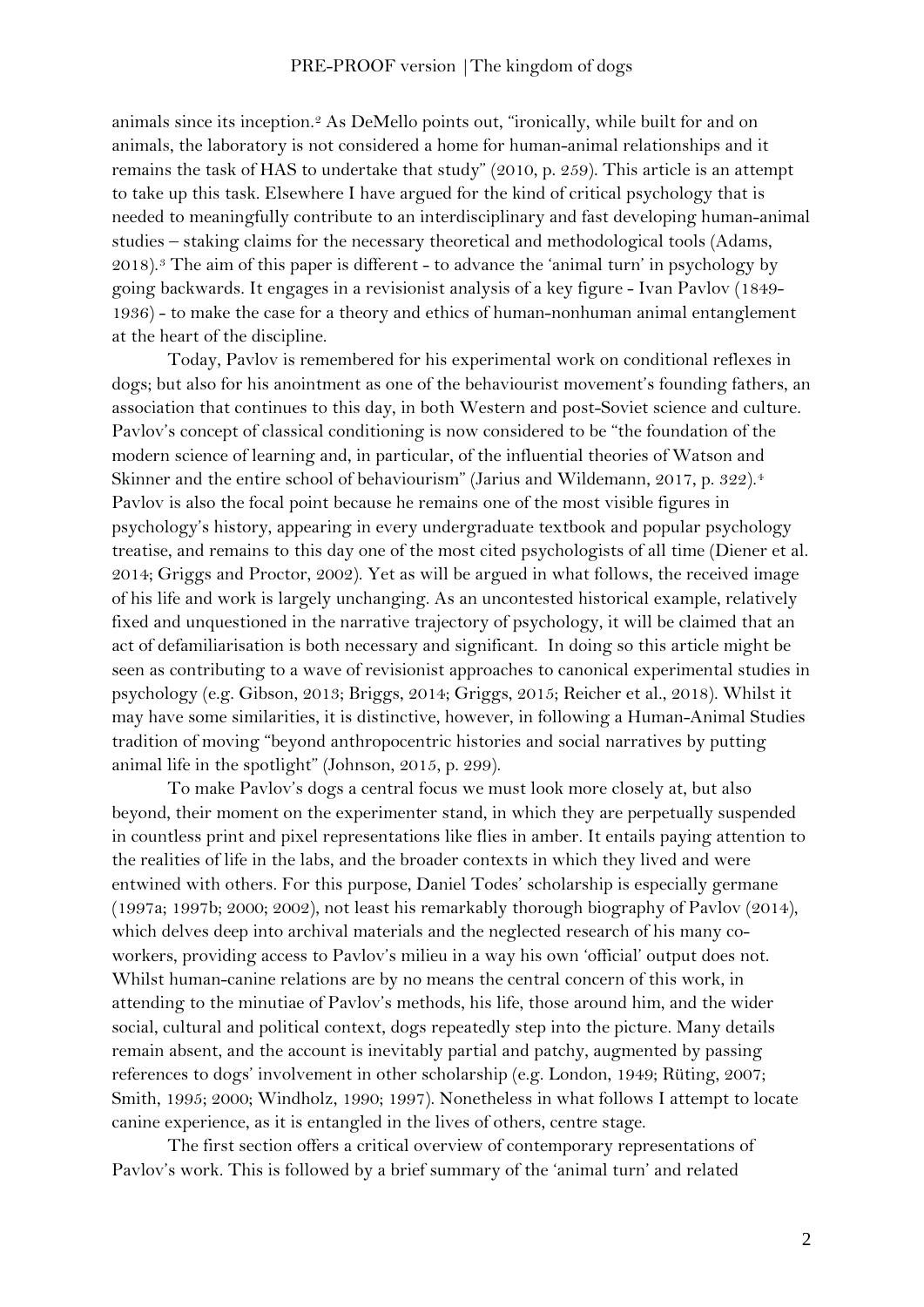animals since its inception.[2] As DeMello points out, "ironically, while built for and on animals, the laboratory is not considered a home for human-animal relationships and it remains the task of HAS to undertake that study" (2010, p. 259). This article is an attempt to take up this task. Elsewhere I have argued for the kind of critical psychology that is needed to meaningfully contribute to an interdisciplinary and fast developing human-animal studies – staking claims for the necessary theoretical and methodological tools (Adams, 2018).[3] The aim of this paper is different - to advance the 'animal turn' in psychology by going backwards. It engages in a revisionist analysis of a key figure - Ivan Pavlov (1849-1936) - to make the case for a theory and ethics of human-nonhuman animal entanglement at the heart of the discipline.

Today, Pavlov is remembered for his experimental work on conditional reflexes in dogs; but also for his anointment as one of the behaviourist movement's founding fathers, an association that continues to this day, in both Western and post-Soviet science and culture. Pavlov's concept of classical conditioning is now considered to be "the foundation of the modern science of learning and, in particular, of the influential theories of Watson and Skinner and the entire school of behaviourism" (Jarius and Wildemann, 2017, p. 322).[4] Pavlov is also the focal point because he remains one of the most visible figures in psychology's history, appearing in every undergraduate textbook and popular psychology treatise, and remains to this day one of the most cited psychologists of all time (Diener et al. 2014; Griggs and Proctor, 2002). Yet as will be argued in what follows, the received image of his life and work is largely unchanging. As an uncontested historical example, relatively fixed and unquestioned in the narrative trajectory of psychology, it will be claimed that an act of defamiliarisation is both necessary and significant. In doing so this article might be seen as contributing to a wave of revisionist approaches to canonical experimental studies in psychology (e.g. Gibson, 2013; Briggs, 2014; Griggs, 2015; Reicher et al., 2018). Whilst it may have some similarities, it is distinctive, however, in following a Human-Animal Studies tradition of moving "beyond anthropocentric histories and social narratives by putting animal life in the spotlight" (Johnson, 2015, p. 299).

To make Pavlov's dogs a central focus we must look more closely at, but also beyond, their moment on the experimenter stand, in which they are perpetually suspended in countless print and pixel representations like flies in amber. It entails paying attention to the realities of life in the labs, and the broader contexts in which they lived and were entwined with others. For this purpose, Daniel Todes' scholarship is especially germane (1997a; 1997b; 2000; 2002), not least his remarkably thorough biography of Pavlov (2014), which delves deep into archival materials and the neglected research of his many co-workers, providing access to Pavlov's milieu in a way his own 'official' output does not. Whilst human-canine relations are by no means the central concern of this work, in attending to the minutiae of Pavlov's methods, his life, those around him, and the wider social, cultural and political context, dogs repeatedly step into the picture. Many details remain absent, and the account is inevitably partial and patchy, augmented by passing references to dogs' involvement in other scholarship (e.g. London, 1949; Rüting, 2007; Smith, 1995; 2000; Windholz, 1990; 1997). Nonetheless in what follows I attempt to locate canine experience, as it is entangled in the lives of others, centre stage.

The first section offers a critical overview of contemporary representations of Pavlov's work. This is followed by a brief summary of the 'animal turn' and related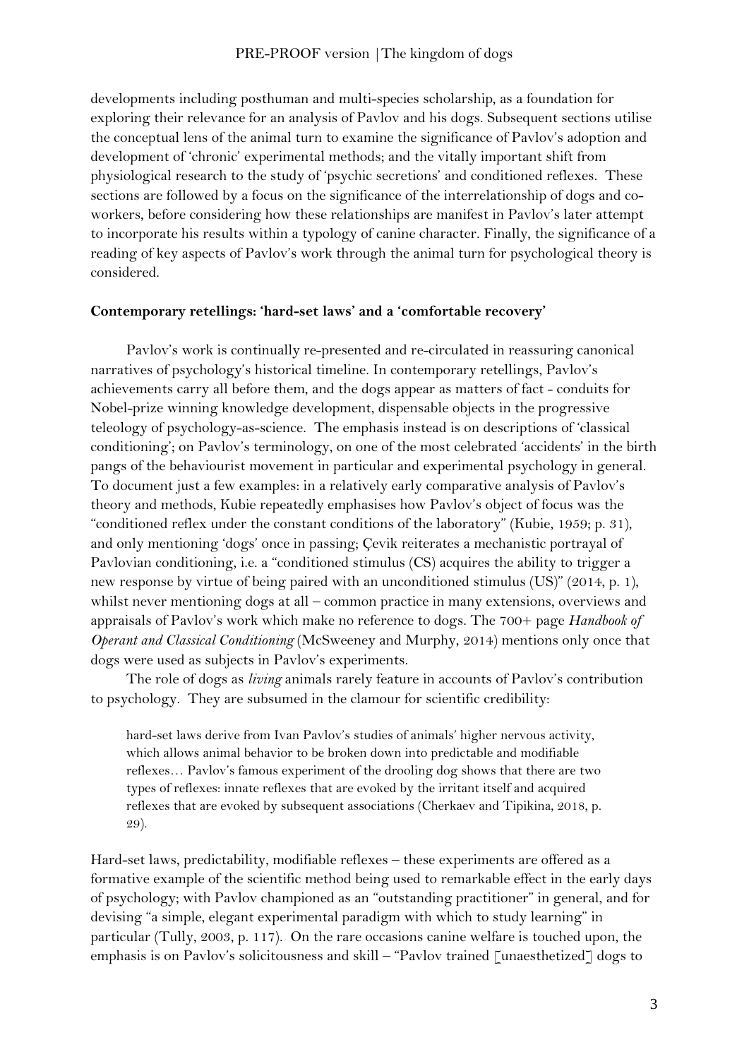developments including posthuman and multi-species scholarship, as a foundation for exploring their relevance for an analysis of Pavlov and his dogs. Subsequent sections utilise the conceptual lens of the animal turn to examine the significance of Pavlov's adoption and development of 'chronic' experimental methods; and the vitally important shift from physiological research to the study of 'psychic secretions' and conditioned reflexes. These sections are followed by a focus on the significance of the interrelationship of dogs and co-workers, before considering how these relationships are manifest in Pavlov's later attempt to incorporate his results within a typology of canine character. Finally, the significance of a reading of key aspects of Pavlov's work through the animal turn for psychological theory is considered.

## Contemporary retellings: 'hard-set laws' and a 'comfortable recovery'

Pavlov's work is continually re-presented and re-circulated in reassuring canonical narratives of psychology's historical timeline. In contemporary retellings, Pavlov's achievements carry all before them, and the dogs appear as matters of fact - conduits for Nobel-prize winning knowledge development, dispensable objects in the progressive teleology of psychology-as-science. The emphasis instead is on descriptions of 'classical conditioning'; on Pavlov's terminology, on one of the most celebrated 'accidents' in the birth pangs of the behaviourist movement in particular and experimental psychology in general. To document just a few examples: in a relatively early comparative analysis of Pavlov's theory and methods, Kubie repeatedly emphasises how Pavlov's object of focus was the "conditioned reflex under the constant conditions of the laboratory" (Kubie, 1959; p. 31), and only mentioning 'dogs' once in passing; Çevik reiterates a mechanistic portrayal of Pavlovian conditioning, i.e. a "conditioned stimulus (CS) acquires the ability to trigger a new response by virtue of being paired with an unconditioned stimulus (US)" (2014, p. 1), whilst never mentioning dogs at all – common practice in many extensions, overviews and appraisals of Pavlov's work which make no reference to dogs. The 700+ page *Handbook of Operant and Classical Conditioning* (McSweeney and Murphy, 2014) mentions only once that dogs were used as subjects in Pavlov's experiments.

The role of dogs as *living* animals rarely feature in accounts of Pavlov's contribution to psychology. They are subsumed in the clamour for scientific credibility:

> hard-set laws derive from Ivan Pavlov's studies of animals' higher nervous activity, which allows animal behavior to be broken down into predictable and modifiable reflexes… Pavlov's famous experiment of the drooling dog shows that there are two types of reflexes: innate reflexes that are evoked by the irritant itself and acquired reflexes that are evoked by subsequent associations (Cherkaev and Tipikina, 2018, p. 29).

Hard-set laws, predictability, modifiable reflexes – these experiments are offered as a formative example of the scientific method being used to remarkable effect in the early days of psychology; with Pavlov championed as an "outstanding practitioner" in general, and for devising "a simple, elegant experimental paradigm with which to study learning" in particular (Tully, 2003, p. 117). On the rare occasions canine welfare is touched upon, the emphasis is on Pavlov's solicitousness and skill – "Pavlov trained [unaesthetized] dogs to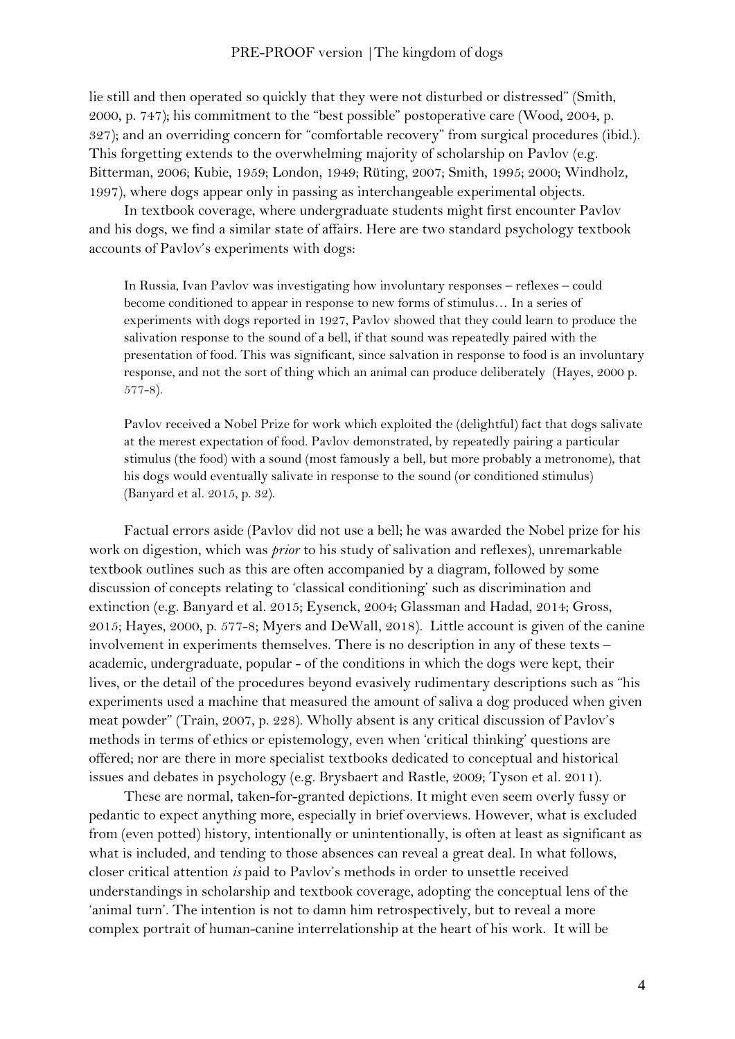lie still and then operated so quickly that they were not disturbed or distressed" (Smith, 2000, p. 747); his commitment to the "best possible" postoperative care (Wood, 2004, p. 327); and an overriding concern for "comfortable recovery" from surgical procedures (ibid.). This forgetting extends to the overwhelming majority of scholarship on Pavlov (e.g. Bitterman, 2006; Kubie, 1959; London, 1949; Rüting, 2007; Smith, 1995; 2000; Windholz, 1997), where dogs appear only in passing as interchangeable experimental objects.

In textbook coverage, where undergraduate students might first encounter Pavlov and his dogs, we find a similar state of affairs. Here are two standard psychology textbook accounts of Pavlov's experiments with dogs:

> In Russia, Ivan Pavlov was investigating how involuntary responses – reflexes – could become conditioned to appear in response to new forms of stimulus… In a series of experiments with dogs reported in 1927, Pavlov showed that they could learn to produce the salivation response to the sound of a bell, if that sound was repeatedly paired with the presentation of food. This was significant, since salvation in response to food is an involuntary response, and not the sort of thing which an animal can produce deliberately (Hayes, 2000 p. 577-8).

> Pavlov received a Nobel Prize for work which exploited the (delightful) fact that dogs salivate at the merest expectation of food. Pavlov demonstrated, by repeatedly pairing a particular stimulus (the food) with a sound (most famously a bell, but more probably a metronome), that his dogs would eventually salivate in response to the sound (or conditioned stimulus) (Banyard et al. 2015, p. 32).

Factual errors aside (Pavlov did not use a bell; he was awarded the Nobel prize for his work on digestion, which was *prior* to his study of salivation and reflexes), unremarkable textbook outlines such as this are often accompanied by a diagram, followed by some discussion of concepts relating to 'classical conditioning' such as discrimination and extinction (e.g. Banyard et al. 2015; Eysenck, 2004; Glassman and Hadad, 2014; Gross, 2015; Hayes, 2000, p. 577-8; Myers and DeWall, 2018). Little account is given of the canine involvement in experiments themselves. There is no description in any of these texts – academic, undergraduate, popular - of the conditions in which the dogs were kept, their lives, or the detail of the procedures beyond evasively rudimentary descriptions such as "his experiments used a machine that measured the amount of saliva a dog produced when given meat powder" (Train, 2007, p. 228). Wholly absent is any critical discussion of Pavlov's methods in terms of ethics or epistemology, even when 'critical thinking' questions are offered; nor are there in more specialist textbooks dedicated to conceptual and historical issues and debates in psychology (e.g. Brysbaert and Rastle, 2009; Tyson et al. 2011).

These are normal, taken-for-granted depictions. It might even seem overly fussy or pedantic to expect anything more, especially in brief overviews. However, what is excluded from (even potted) history, intentionally or unintentionally, is often at least as significant as what is included, and tending to those absences can reveal a great deal. In what follows, closer critical attention *is* paid to Pavlov's methods in order to unsettle received understandings in scholarship and textbook coverage, adopting the conceptual lens of the 'animal turn'. The intention is not to damn him retrospectively, but to reveal a more complex portrait of human-canine interrelationship at the heart of his work. It will be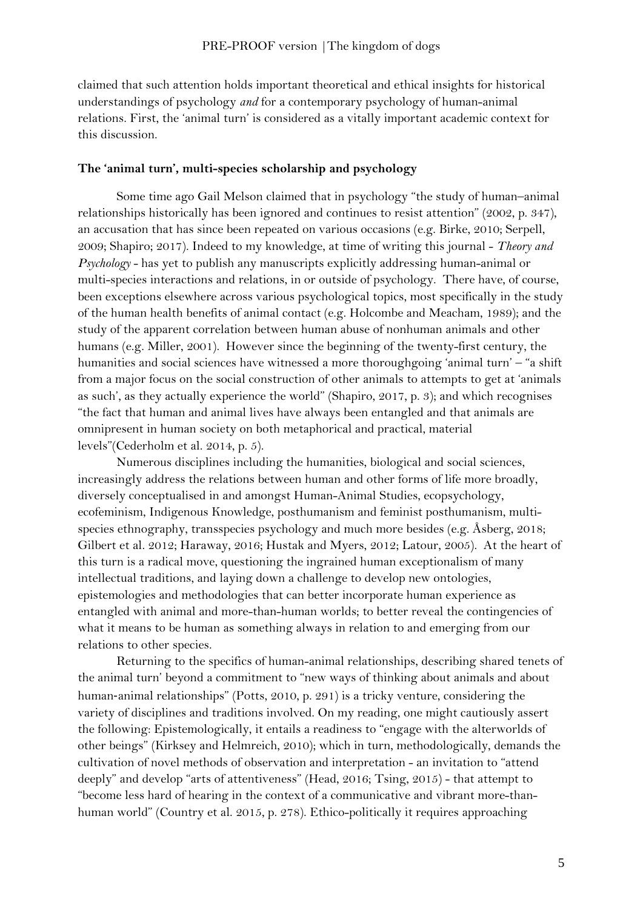claimed that such attention holds important theoretical and ethical insights for historical understandings of psychology *and* for a contemporary psychology of human-animal relations. First, the 'animal turn' is considered as a vitally important academic context for this discussion.

### The 'animal turn', multi-species scholarship and psychology

Some time ago Gail Melson claimed that in psychology "the study of human–animal relationships historically has been ignored and continues to resist attention" (2002, p. 347), an accusation that has since been repeated on various occasions (e.g. Birke, 2010; Serpell, 2009; Shapiro; 2017). Indeed to my knowledge, at time of writing this journal - *Theory and Psychology* - has yet to publish any manuscripts explicitly addressing human-animal or multi-species interactions and relations, in or outside of psychology. There have, of course, been exceptions elsewhere across various psychological topics, most specifically in the study of the human health benefits of animal contact (e.g. Holcombe and Meacham, 1989); and the study of the apparent correlation between human abuse of nonhuman animals and other humans (e.g. Miller, 2001). However since the beginning of the twenty-first century, the humanities and social sciences have witnessed a more thoroughgoing 'animal turn' – "a shift from a major focus on the social construction of other animals to attempts to get at 'animals as such', as they actually experience the world" (Shapiro, 2017, p. 3); and which recognises "the fact that human and animal lives have always been entangled and that animals are omnipresent in human society on both metaphorical and practical, material levels"(Cederholm et al. 2014, p. 5).

Numerous disciplines including the humanities, biological and social sciences, increasingly address the relations between human and other forms of life more broadly, diversely conceptualised in and amongst Human-Animal Studies, ecopsychology, ecofeminism, Indigenous Knowledge, posthumanism and feminist posthumanism, multi-species ethnography, transspecies psychology and much more besides (e.g. Åsberg, 2018; Gilbert et al. 2012; Haraway, 2016; Hustak and Myers, 2012; Latour, 2005). At the heart of this turn is a radical move, questioning the ingrained human exceptionalism of many intellectual traditions, and laying down a challenge to develop new ontologies, epistemologies and methodologies that can better incorporate human experience as entangled with animal and more-than-human worlds; to better reveal the contingencies of what it means to be human as something always in relation to and emerging from our relations to other species.

Returning to the specifics of human-animal relationships, describing shared tenets of the animal turn' beyond a commitment to "new ways of thinking about animals and about human-animal relationships" (Potts, 2010, p. 291) is a tricky venture, considering the variety of disciplines and traditions involved. On my reading, one might cautiously assert the following: Epistemologically, it entails a readiness to "engage with the alterworlds of other beings" (Kirksey and Helmreich, 2010); which in turn, methodologically, demands the cultivation of novel methods of observation and interpretation - an invitation to "attend deeply" and develop "arts of attentiveness" (Head, 2016; Tsing, 2015) - that attempt to "become less hard of hearing in the context of a communicative and vibrant more-than-human world" (Country et al. 2015, p. 278). Ethico-politically it requires approaching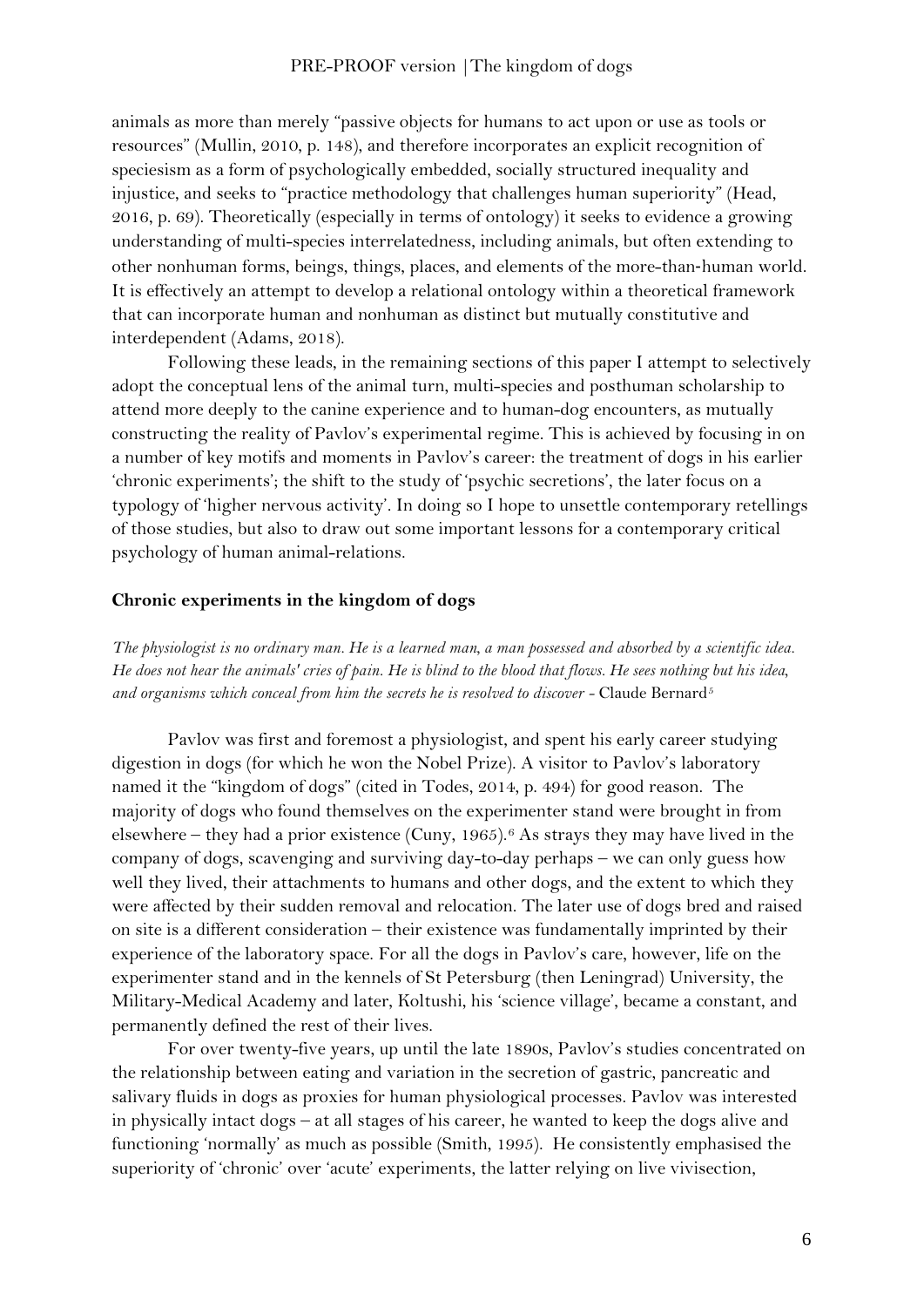animals as more than merely "passive objects for humans to act upon or use as tools or resources" (Mullin, 2010, p. 148), and therefore incorporates an explicit recognition of speciesism as a form of psychologically embedded, socially structured inequality and injustice, and seeks to "practice methodology that challenges human superiority" (Head, 2016, p. 69). Theoretically (especially in terms of ontology) it seeks to evidence a growing understanding of multi-species interrelatedness, including animals, but often extending to other nonhuman forms, beings, things, places, and elements of the more-than-human world. It is effectively an attempt to develop a relational ontology within a theoretical framework that can incorporate human and nonhuman as distinct but mutually constitutive and interdependent (Adams, 2018).

Following these leads, in the remaining sections of this paper I attempt to selectively adopt the conceptual lens of the animal turn, multi-species and posthuman scholarship to attend more deeply to the canine experience and to human-dog encounters, as mutually constructing the reality of Pavlov's experimental regime. This is achieved by focusing in on a number of key motifs and moments in Pavlov's career: the treatment of dogs in his earlier 'chronic experiments'; the shift to the study of 'psychic secretions', the later focus on a typology of 'higher nervous activity'. In doing so I hope to unsettle contemporary retellings of those studies, but also to draw out some important lessons for a contemporary critical psychology of human animal-relations.

## Chronic experiments in the kingdom of dogs

*The physiologist is no ordinary man. He is a learned man, a man possessed and absorbed by a scientific idea. He does not hear the animals' cries of pain. He is blind to the blood that flows. He sees nothing but his idea, and organisms which conceal from him the secrets he is resolved to discover* - Claude Bernard[5]

Pavlov was first and foremost a physiologist, and spent his early career studying digestion in dogs (for which he won the Nobel Prize). A visitor to Pavlov's laboratory named it the "kingdom of dogs" (cited in Todes, 2014, p. 494) for good reason. The majority of dogs who found themselves on the experimenter stand were brought in from elsewhere – they had a prior existence (Cuny, 1965).[6] As strays they may have lived in the company of dogs, scavenging and surviving day-to-day perhaps – we can only guess how well they lived, their attachments to humans and other dogs, and the extent to which they were affected by their sudden removal and relocation. The later use of dogs bred and raised on site is a different consideration – their existence was fundamentally imprinted by their experience of the laboratory space. For all the dogs in Pavlov's care, however, life on the experimenter stand and in the kennels of St Petersburg (then Leningrad) University, the Military-Medical Academy and later, Koltushi, his 'science village', became a constant, and permanently defined the rest of their lives.

For over twenty-five years, up until the late 1890s, Pavlov's studies concentrated on the relationship between eating and variation in the secretion of gastric, pancreatic and salivary fluids in dogs as proxies for human physiological processes. Pavlov was interested in physically intact dogs – at all stages of his career, he wanted to keep the dogs alive and functioning 'normally' as much as possible (Smith, 1995). He consistently emphasised the superiority of 'chronic' over 'acute' experiments, the latter relying on live vivisection,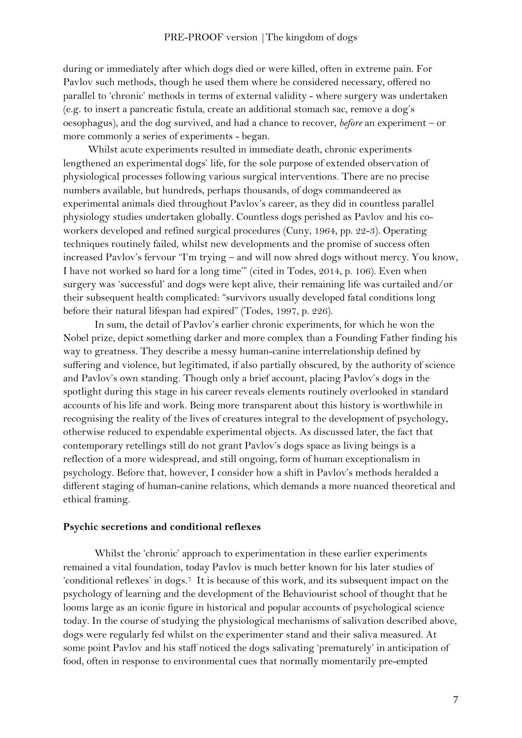during or immediately after which dogs died or were killed, often in extreme pain. For Pavlov such methods, though he used them where he considered necessary, offered no parallel to 'chronic' methods in terms of external validity - where surgery was undertaken (e.g. to insert a pancreatic fistula, create an additional stomach sac, remove a dog's oesophagus), and the dog survived, and had a chance to recover, *before* an experiment – or more commonly a series of experiments - began.

Whilst acute experiments resulted in immediate death, chronic experiments lengthened an experimental dogs' life, for the sole purpose of extended observation of physiological processes following various surgical interventions. There are no precise numbers available, but hundreds, perhaps thousands, of dogs commandeered as experimental animals died throughout Pavlov's career, as they did in countless parallel physiology studies undertaken globally. Countless dogs perished as Pavlov and his co-workers developed and refined surgical procedures (Cuny, 1964, pp. 22-3). Operating techniques routinely failed, whilst new developments and the promise of success often increased Pavlov's fervour "I'm trying – and will now shred dogs without mercy. You know, I have not worked so hard for a long time'" (cited in Todes, 2014, p. 106). Even when surgery was 'successful' and dogs were kept alive, their remaining life was curtailed and/or their subsequent health complicated: "survivors usually developed fatal conditions long before their natural lifespan had expired" (Todes, 1997, p. 226).

In sum, the detail of Pavlov's earlier chronic experiments, for which he won the Nobel prize, depict something darker and more complex than a Founding Father finding his way to greatness. They describe a messy human-canine interrelationship defined by suffering and violence, but legitimated, if also partially obscured, by the authority of science and Pavlov's own standing. Though only a brief account, placing Pavlov's dogs in the spotlight during this stage in his career reveals elements routinely overlooked in standard accounts of his life and work. Being more transparent about this history is worthwhile in recognising the reality of the lives of creatures integral to the development of psychology, otherwise reduced to expendable experimental objects. As discussed later, the fact that contemporary retellings still do not grant Pavlov's dogs space as living beings is a reflection of a more widespread, and still ongoing, form of human exceptionalism in psychology. Before that, however, I consider how a shift in Pavlov's methods heralded a different staging of human-canine relations, which demands a more nuanced theoretical and ethical framing.

**Psychic secretions and conditional reflexes**

Whilst the 'chronic' approach to experimentation in these earlier experiments remained a vital foundation, today Pavlov is much better known for his later studies of 'conditional reflexes' in dogs.[7] It is because of this work, and its subsequent impact on the psychology of learning and the development of the Behaviourist school of thought that he looms large as an iconic figure in historical and popular accounts of psychological science today. In the course of studying the physiological mechanisms of salivation described above, dogs were regularly fed whilst on the experimenter stand and their saliva measured. At some point Pavlov and his staff noticed the dogs salivating 'prematurely' in anticipation of food, often in response to environmental cues that normally momentarily pre-empted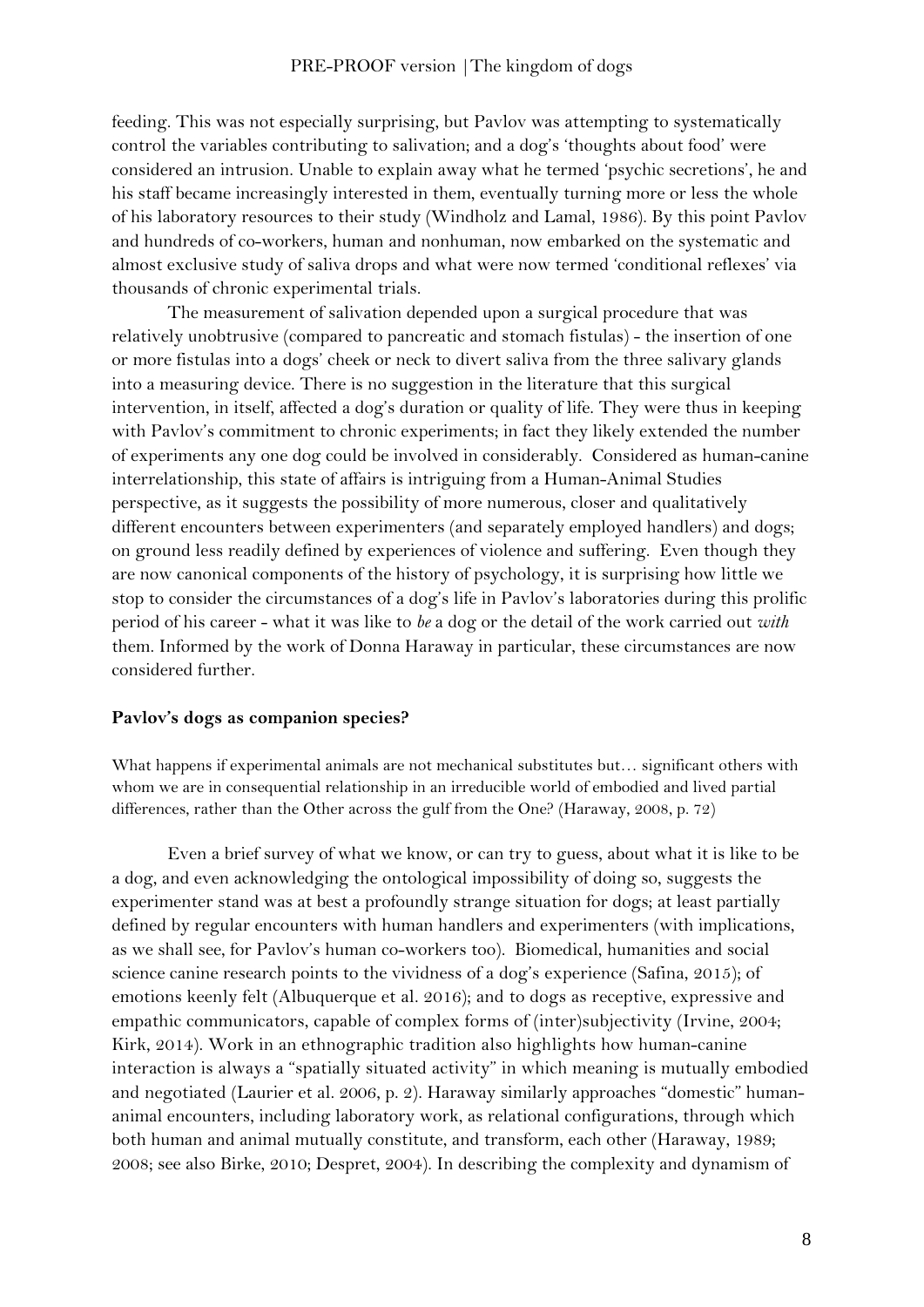feeding. This was not especially surprising, but Pavlov was attempting to systematically control the variables contributing to salivation; and a dog's 'thoughts about food' were considered an intrusion. Unable to explain away what he termed 'psychic secretions', he and his staff became increasingly interested in them, eventually turning more or less the whole of his laboratory resources to their study (Windholz and Lamal, 1986). By this point Pavlov and hundreds of co-workers, human and nonhuman, now embarked on the systematic and almost exclusive study of saliva drops and what were now termed 'conditional reflexes' via thousands of chronic experimental trials.

The measurement of salivation depended upon a surgical procedure that was relatively unobtrusive (compared to pancreatic and stomach fistulas) - the insertion of one or more fistulas into a dogs' cheek or neck to divert saliva from the three salivary glands into a measuring device. There is no suggestion in the literature that this surgical intervention, in itself, affected a dog's duration or quality of life. They were thus in keeping with Pavlov's commitment to chronic experiments; in fact they likely extended the number of experiments any one dog could be involved in considerably. Considered as human-canine interrelationship, this state of affairs is intriguing from a Human-Animal Studies perspective, as it suggests the possibility of more numerous, closer and qualitatively different encounters between experimenters (and separately employed handlers) and dogs; on ground less readily defined by experiences of violence and suffering. Even though they are now canonical components of the history of psychology, it is surprising how little we stop to consider the circumstances of a dog's life in Pavlov's laboratories during this prolific period of his career - what it was like to *be* a dog or the detail of the work carried out *with* them. Informed by the work of Donna Haraway in particular, these circumstances are now considered further.

## Pavlov's dogs as companion species?

What happens if experimental animals are not mechanical substitutes but… significant others with whom we are in consequential relationship in an irreducible world of embodied and lived partial differences, rather than the Other across the gulf from the One? (Haraway, 2008, p. 72)

Even a brief survey of what we know, or can try to guess, about what it is like to be a dog, and even acknowledging the ontological impossibility of doing so, suggests the experimenter stand was at best a profoundly strange situation for dogs; at least partially defined by regular encounters with human handlers and experimenters (with implications, as we shall see, for Pavlov's human co-workers too). Biomedical, humanities and social science canine research points to the vividness of a dog's experience (Safina, 2015); of emotions keenly felt (Albuquerque et al. 2016); and to dogs as receptive, expressive and empathic communicators, capable of complex forms of (inter)subjectivity (Irvine, 2004; Kirk, 2014). Work in an ethnographic tradition also highlights how human-canine interaction is always a "spatially situated activity" in which meaning is mutually embodied and negotiated (Laurier et al. 2006, p. 2). Haraway similarly approaches "domestic" human-animal encounters, including laboratory work, as relational configurations, through which both human and animal mutually constitute, and transform, each other (Haraway, 1989; 2008; see also Birke, 2010; Despret, 2004). In describing the complexity and dynamism of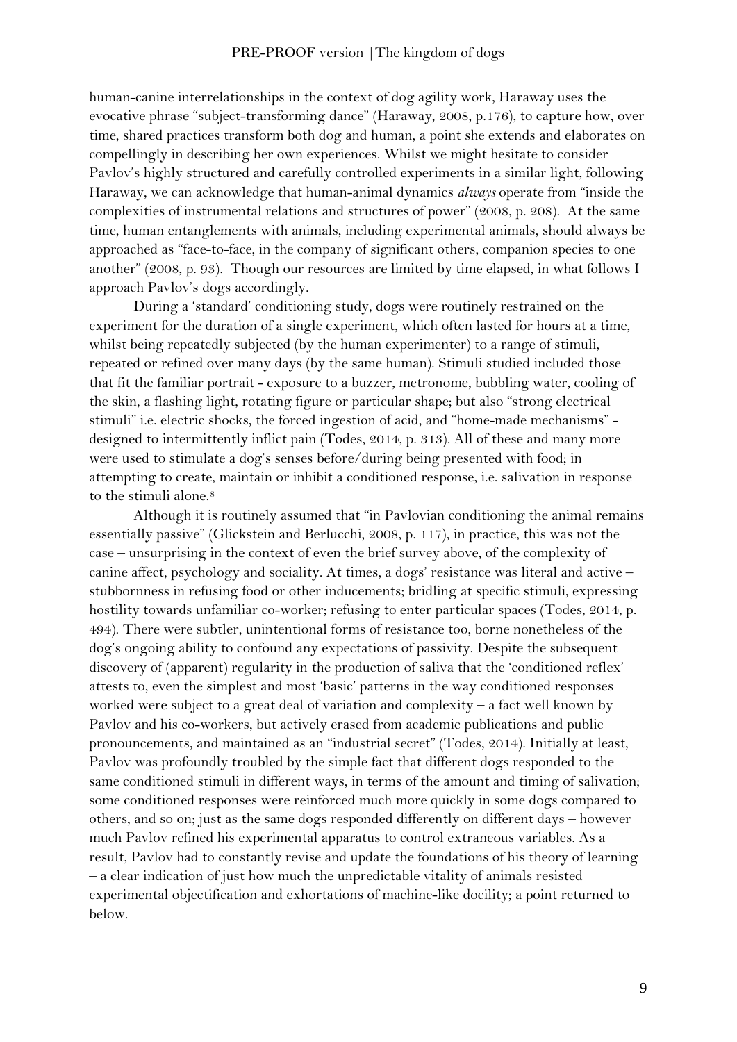human-canine interrelationships in the context of dog agility work, Haraway uses the evocative phrase "subject-transforming dance" (Haraway, 2008, p.176), to capture how, over time, shared practices transform both dog and human, a point she extends and elaborates on compellingly in describing her own experiences. Whilst we might hesitate to consider Pavlov's highly structured and carefully controlled experiments in a similar light, following Haraway, we can acknowledge that human-animal dynamics *always* operate from "inside the complexities of instrumental relations and structures of power" (2008, p. 208). At the same time, human entanglements with animals, including experimental animals, should always be approached as "face-to-face, in the company of significant others, companion species to one another" (2008, p. 93). Though our resources are limited by time elapsed, in what follows I approach Pavlov's dogs accordingly.

During a 'standard' conditioning study, dogs were routinely restrained on the experiment for the duration of a single experiment, which often lasted for hours at a time, whilst being repeatedly subjected (by the human experimenter) to a range of stimuli, repeated or refined over many days (by the same human). Stimuli studied included those that fit the familiar portrait - exposure to a buzzer, metronome, bubbling water, cooling of the skin, a flashing light, rotating figure or particular shape; but also "strong electrical stimuli" i.e. electric shocks, the forced ingestion of acid, and "home-made mechanisms" - designed to intermittently inflict pain (Todes, 2014, p. 313). All of these and many more were used to stimulate a dog's senses before/during being presented with food; in attempting to create, maintain or inhibit a conditioned response, i.e. salivation in response to the stimuli alone.[8]

Although it is routinely assumed that "in Pavlovian conditioning the animal remains essentially passive" (Glickstein and Berlucchi, 2008, p. 117), in practice, this was not the case – unsurprising in the context of even the brief survey above, of the complexity of canine affect, psychology and sociality. At times, a dogs' resistance was literal and active – stubbornness in refusing food or other inducements; bridling at specific stimuli, expressing hostility towards unfamiliar co-worker; refusing to enter particular spaces (Todes, 2014, p. 494). There were subtler, unintentional forms of resistance too, borne nonetheless of the dog's ongoing ability to confound any expectations of passivity. Despite the subsequent discovery of (apparent) regularity in the production of saliva that the 'conditioned reflex' attests to, even the simplest and most 'basic' patterns in the way conditioned responses worked were subject to a great deal of variation and complexity – a fact well known by Pavlov and his co-workers, but actively erased from academic publications and public pronouncements, and maintained as an "industrial secret" (Todes, 2014). Initially at least, Pavlov was profoundly troubled by the simple fact that different dogs responded to the same conditioned stimuli in different ways, in terms of the amount and timing of salivation; some conditioned responses were reinforced much more quickly in some dogs compared to others, and so on; just as the same dogs responded differently on different days – however much Pavlov refined his experimental apparatus to control extraneous variables. As a result, Pavlov had to constantly revise and update the foundations of his theory of learning – a clear indication of just how much the unpredictable vitality of animals resisted experimental objectification and exhortations of machine-like docility; a point returned to below.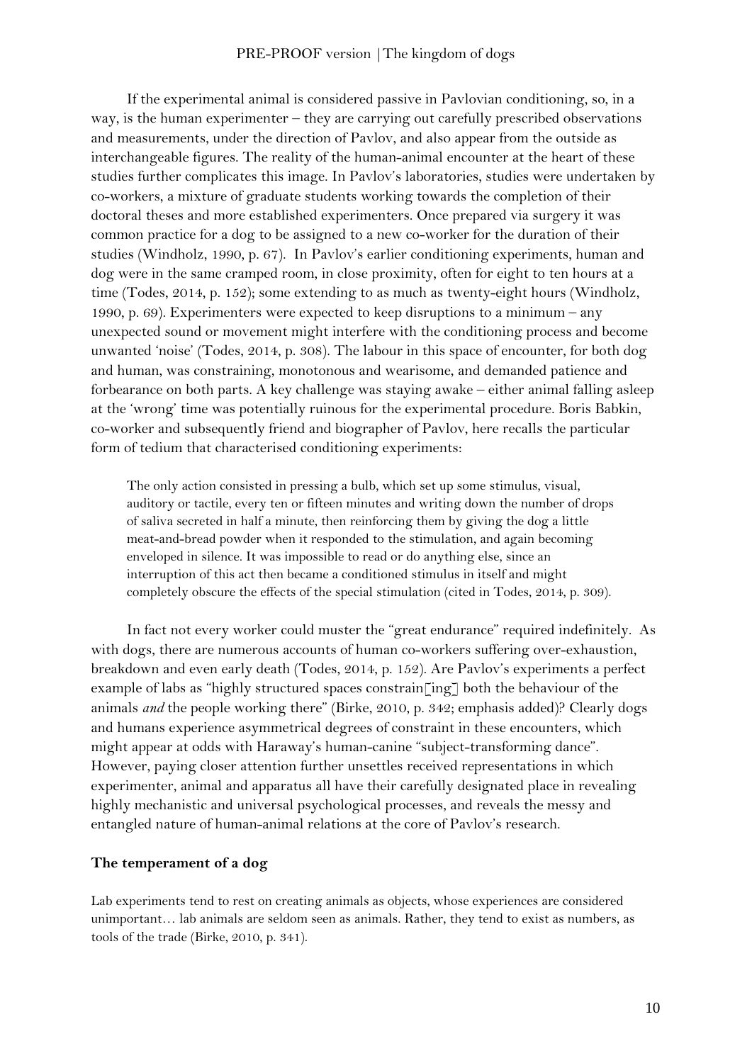If the experimental animal is considered passive in Pavlovian conditioning, so, in a way, is the human experimenter – they are carrying out carefully prescribed observations and measurements, under the direction of Pavlov, and also appear from the outside as interchangeable figures. The reality of the human-animal encounter at the heart of these studies further complicates this image. In Pavlov's laboratories, studies were undertaken by co-workers, a mixture of graduate students working towards the completion of their doctoral theses and more established experimenters. Once prepared via surgery it was common practice for a dog to be assigned to a new co-worker for the duration of their studies (Windholz, 1990, p. 67). In Pavlov's earlier conditioning experiments, human and dog were in the same cramped room, in close proximity, often for eight to ten hours at a time (Todes, 2014, p. 152); some extending to as much as twenty-eight hours (Windholz, 1990, p. 69). Experimenters were expected to keep disruptions to a minimum – any unexpected sound or movement might interfere with the conditioning process and become unwanted 'noise' (Todes, 2014, p. 308). The labour in this space of encounter, for both dog and human, was constraining, monotonous and wearisome, and demanded patience and forbearance on both parts. A key challenge was staying awake – either animal falling asleep at the 'wrong' time was potentially ruinous for the experimental procedure. Boris Babkin, co-worker and subsequently friend and biographer of Pavlov, here recalls the particular form of tedium that characterised conditioning experiments:

> The only action consisted in pressing a bulb, which set up some stimulus, visual, auditory or tactile, every ten or fifteen minutes and writing down the number of drops of saliva secreted in half a minute, then reinforcing them by giving the dog a little meat-and-bread powder when it responded to the stimulation, and again becoming enveloped in silence. It was impossible to read or do anything else, since an interruption of this act then became a conditioned stimulus in itself and might completely obscure the effects of the special stimulation (cited in Todes, 2014, p. 309).

In fact not every worker could muster the "great endurance" required indefinitely. As with dogs, there are numerous accounts of human co-workers suffering over-exhaustion, breakdown and even early death (Todes, 2014, p. 152). Are Pavlov's experiments a perfect example of labs as "highly structured spaces constrain[ing] both the behaviour of the animals *and* the people working there" (Birke, 2010, p. 342; emphasis added)? Clearly dogs and humans experience asymmetrical degrees of constraint in these encounters, which might appear at odds with Haraway's human-canine "subject-transforming dance". However, paying closer attention further unsettles received representations in which experimenter, animal and apparatus all have their carefully designated place in revealing highly mechanistic and universal psychological processes, and reveals the messy and entangled nature of human-animal relations at the core of Pavlov's research.

## The temperament of a dog

> Lab experiments tend to rest on creating animals as objects, whose experiences are considered unimportant… lab animals are seldom seen as animals. Rather, they tend to exist as numbers, as tools of the trade (Birke, 2010, p. 341).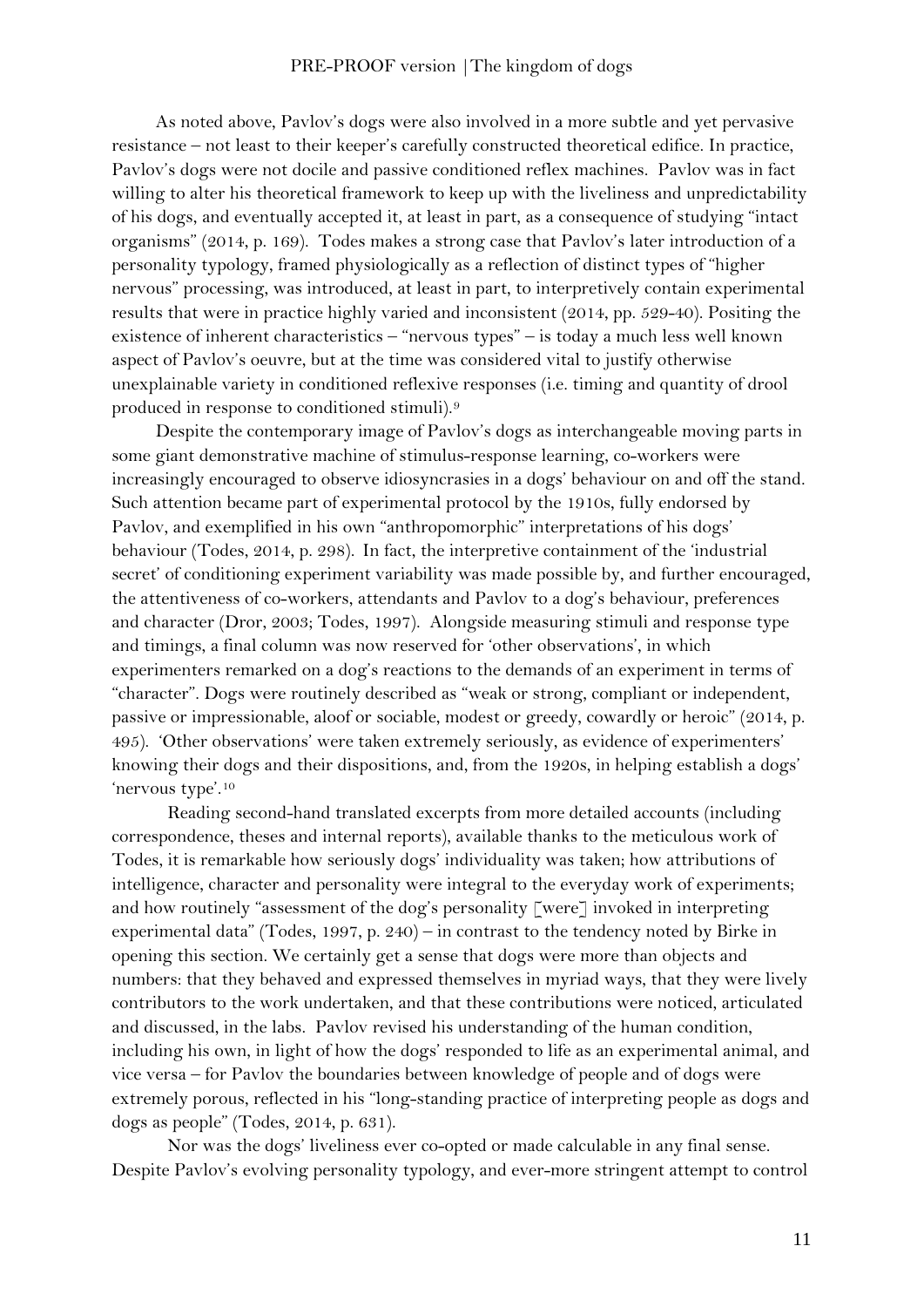As noted above, Pavlov's dogs were also involved in a more subtle and yet pervasive resistance – not least to their keeper's carefully constructed theoretical edifice. In practice, Pavlov's dogs were not docile and passive conditioned reflex machines. Pavlov was in fact willing to alter his theoretical framework to keep up with the liveliness and unpredictability of his dogs, and eventually accepted it, at least in part, as a consequence of studying "intact organisms" (2014, p. 169). Todes makes a strong case that Pavlov's later introduction of a personality typology, framed physiologically as a reflection of distinct types of "higher nervous" processing, was introduced, at least in part, to interpretively contain experimental results that were in practice highly varied and inconsistent (2014, pp. 529-40). Positing the existence of inherent characteristics – "nervous types" – is today a much less well known aspect of Pavlov's oeuvre, but at the time was considered vital to justify otherwise unexplainable variety in conditioned reflexive responses (i.e. timing and quantity of drool produced in response to conditioned stimuli).[9]

Despite the contemporary image of Pavlov's dogs as interchangeable moving parts in some giant demonstrative machine of stimulus-response learning, co-workers were increasingly encouraged to observe idiosyncrasies in a dogs' behaviour on and off the stand. Such attention became part of experimental protocol by the 1910s, fully endorsed by Pavlov, and exemplified in his own "anthropomorphic" interpretations of his dogs' behaviour (Todes, 2014, p. 298). In fact, the interpretive containment of the 'industrial secret' of conditioning experiment variability was made possible by, and further encouraged, the attentiveness of co-workers, attendants and Pavlov to a dog's behaviour, preferences and character (Dror, 2003; Todes, 1997). Alongside measuring stimuli and response type and timings, a final column was now reserved for 'other observations', in which experimenters remarked on a dog's reactions to the demands of an experiment in terms of "character". Dogs were routinely described as "weak or strong, compliant or independent, passive or impressionable, aloof or sociable, modest or greedy, cowardly or heroic" (2014, p. 495). 'Other observations' were taken extremely seriously, as evidence of experimenters' knowing their dogs and their dispositions, and, from the 1920s, in helping establish a dogs' 'nervous type'.[10]

Reading second-hand translated excerpts from more detailed accounts (including correspondence, theses and internal reports), available thanks to the meticulous work of Todes, it is remarkable how seriously dogs' individuality was taken; how attributions of intelligence, character and personality were integral to the everyday work of experiments; and how routinely "assessment of the dog's personality [were] invoked in interpreting experimental data" (Todes, 1997, p. 240) – in contrast to the tendency noted by Birke in opening this section. We certainly get a sense that dogs were more than objects and numbers: that they behaved and expressed themselves in myriad ways, that they were lively contributors to the work undertaken, and that these contributions were noticed, articulated and discussed, in the labs. Pavlov revised his understanding of the human condition, including his own, in light of how the dogs' responded to life as an experimental animal, and vice versa – for Pavlov the boundaries between knowledge of people and of dogs were extremely porous, reflected in his "long-standing practice of interpreting people as dogs and dogs as people" (Todes, 2014, p. 631).

Nor was the dogs' liveliness ever co-opted or made calculable in any final sense. Despite Pavlov's evolving personality typology, and ever-more stringent attempt to control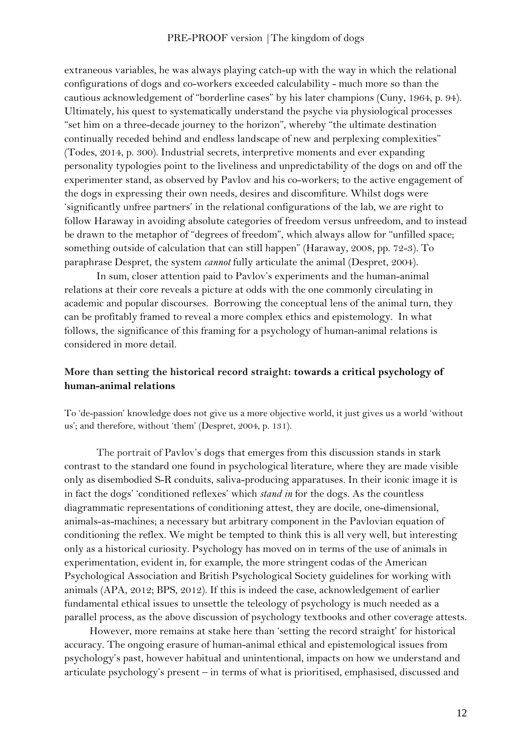extraneous variables, he was always playing catch-up with the way in which the relational configurations of dogs and co-workers exceeded calculability - much more so than the cautious acknowledgement of "borderline cases" by his later champions (Cuny, 1964, p. 94). Ultimately, his quest to systematically understand the psyche via physiological processes "set him on a three-decade journey to the horizon", whereby "the ultimate destination continually receded behind and endless landscape of new and perplexing complexities" (Todes, 2014, p. 300). Industrial secrets, interpretive moments and ever expanding personality typologies point to the liveliness and unpredictability of the dogs on and off the experimenter stand, as observed by Pavlov and his co-workers; to the active engagement of the dogs in expressing their own needs, desires and discomfiture. Whilst dogs were 'significantly unfree partners' in the relational configurations of the lab, we are right to follow Haraway in avoiding absolute categories of freedom versus unfreedom, and to instead be drawn to the metaphor of "degrees of freedom", which always allow for "unfilled space; something outside of calculation that can still happen" (Haraway, 2008, pp. 72-3). To paraphrase Despret, the system *cannot* fully articulate the animal (Despret, 2004).

In sum, closer attention paid to Pavlov's experiments and the human-animal relations at their core reveals a picture at odds with the one commonly circulating in academic and popular discourses. Borrowing the conceptual lens of the animal turn, they can be profitably framed to reveal a more complex ethics and epistemology. In what follows, the significance of this framing for a psychology of human-animal relations is considered in more detail.

## More than setting the historical record straight: towards a critical psychology of human-animal relations

To 'de-passion' knowledge does not give us a more objective world, it just gives us a world 'without us'; and therefore, without 'them' (Despret, 2004, p. 131).

The portrait of Pavlov's dogs that emerges from this discussion stands in stark contrast to the standard one found in psychological literature, where they are made visible only as disembodied S-R conduits, saliva-producing apparatuses. In their iconic image it is in fact the dogs' 'conditioned reflexes' which *stand in* for the dogs. As the countless diagrammatic representations of conditioning attest, they are docile, one-dimensional, animals-as-machines; a necessary but arbitrary component in the Pavlovian equation of conditioning the reflex. We might be tempted to think this is all very well, but interesting only as a historical curiosity. Psychology has moved on in terms of the use of animals in experimentation, evident in, for example, the more stringent codas of the American Psychological Association and British Psychological Society guidelines for working with animals (APA, 2012; BPS, 2012). If this is indeed the case, acknowledgement of earlier fundamental ethical issues to unsettle the teleology of psychology is much needed as a parallel process, as the above discussion of psychology textbooks and other coverage attests.

However, more remains at stake here than 'setting the record straight' for historical accuracy. The ongoing erasure of human-animal ethical and epistemological issues from psychology's past, however habitual and unintentional, impacts on how we understand and articulate psychology's present – in terms of what is prioritised, emphasised, discussed and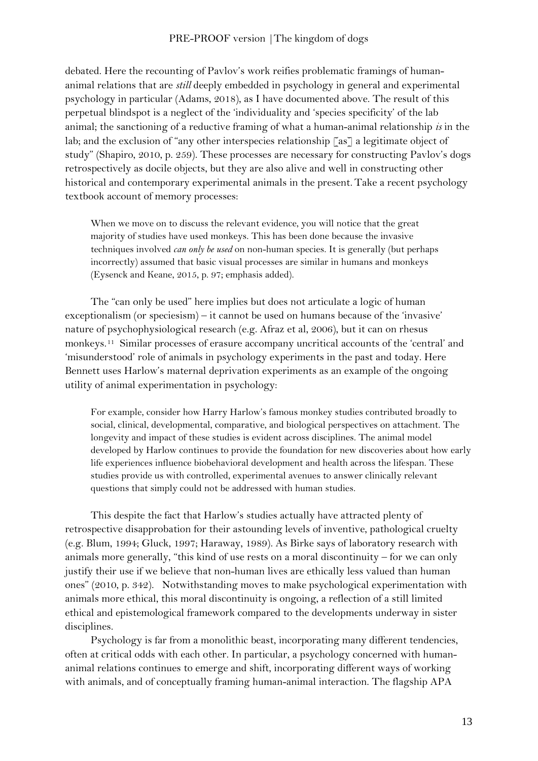debated. Here the recounting of Pavlov's work reifies problematic framings of human-animal relations that are *still* deeply embedded in psychology in general and experimental psychology in particular (Adams, 2018), as I have documented above. The result of this perpetual blindspot is a neglect of the 'individuality and 'species specificity' of the lab animal; the sanctioning of a reductive framing of what a human-animal relationship *is* in the lab; and the exclusion of "any other interspecies relationship [as] a legitimate object of study" (Shapiro, 2010, p. 259). These processes are necessary for constructing Pavlov's dogs retrospectively as docile objects, but they are also alive and well in constructing other historical and contemporary experimental animals in the present. Take a recent psychology textbook account of memory processes:

> When we move on to discuss the relevant evidence, you will notice that the great majority of studies have used monkeys. This has been done because the invasive techniques involved *can only be used* on non-human species. It is generally (but perhaps incorrectly) assumed that basic visual processes are similar in humans and monkeys (Eysenck and Keane, 2015, p. 97; emphasis added).

The "can only be used" here implies but does not articulate a logic of human exceptionalism (or speciesism) – it cannot be used on humans because of the 'invasive' nature of psychophysiological research (e.g. Afraz et al, 2006), but it can on rhesus monkeys.[11] Similar processes of erasure accompany uncritical accounts of the 'central' and 'misunderstood' role of animals in psychology experiments in the past and today. Here Bennett uses Harlow's maternal deprivation experiments as an example of the ongoing utility of animal experimentation in psychology:

> For example, consider how Harry Harlow's famous monkey studies contributed broadly to social, clinical, developmental, comparative, and biological perspectives on attachment. The longevity and impact of these studies is evident across disciplines. The animal model developed by Harlow continues to provide the foundation for new discoveries about how early life experiences influence biobehavioral development and health across the lifespan. These studies provide us with controlled, experimental avenues to answer clinically relevant questions that simply could not be addressed with human studies.

This despite the fact that Harlow's studies actually have attracted plenty of retrospective disapprobation for their astounding levels of inventive, pathological cruelty (e.g. Blum, 1994; Gluck, 1997; Haraway, 1989). As Birke says of laboratory research with animals more generally, "this kind of use rests on a moral discontinuity – for we can only justify their use if we believe that non-human lives are ethically less valued than human ones" (2010, p. 342). Notwithstanding moves to make psychological experimentation with animals more ethical, this moral discontinuity is ongoing, a reflection of a still limited ethical and epistemological framework compared to the developments underway in sister disciplines.

Psychology is far from a monolithic beast, incorporating many different tendencies, often at critical odds with each other. In particular, a psychology concerned with human-animal relations continues to emerge and shift, incorporating different ways of working with animals, and of conceptually framing human-animal interaction. The flagship APA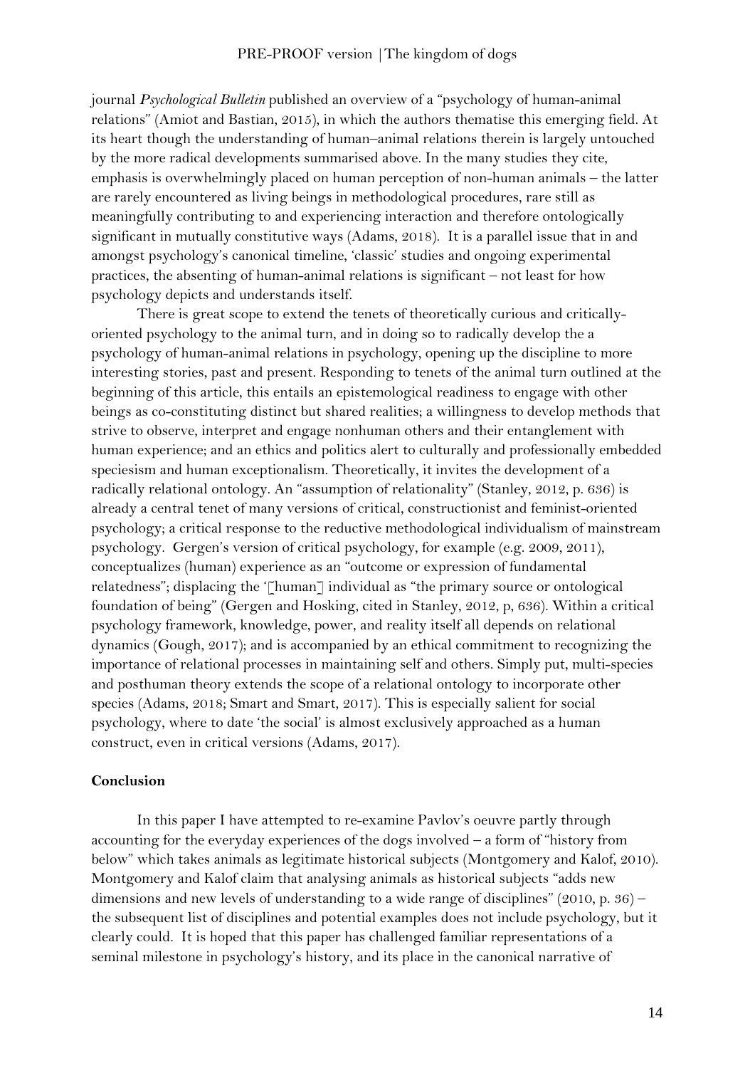journal *Psychological Bulletin* published an overview of a "psychology of human-animal relations" (Amiot and Bastian, 2015), in which the authors thematise this emerging field. At its heart though the understanding of human–animal relations therein is largely untouched by the more radical developments summarised above. In the many studies they cite, emphasis is overwhelmingly placed on human perception of non-human animals – the latter are rarely encountered as living beings in methodological procedures, rare still as meaningfully contributing to and experiencing interaction and therefore ontologically significant in mutually constitutive ways (Adams, 2018). It is a parallel issue that in and amongst psychology's canonical timeline, 'classic' studies and ongoing experimental practices, the absenting of human-animal relations is significant – not least for how psychology depicts and understands itself.

There is great scope to extend the tenets of theoretically curious and critically-oriented psychology to the animal turn, and in doing so to radically develop the a psychology of human-animal relations in psychology, opening up the discipline to more interesting stories, past and present. Responding to tenets of the animal turn outlined at the beginning of this article, this entails an epistemological readiness to engage with other beings as co-constituting distinct but shared realities; a willingness to develop methods that strive to observe, interpret and engage nonhuman others and their entanglement with human experience; and an ethics and politics alert to culturally and professionally embedded speciesism and human exceptionalism. Theoretically, it invites the development of a radically relational ontology. An "assumption of relationality" (Stanley, 2012, p. 636) is already a central tenet of many versions of critical, constructionist and feminist-oriented psychology; a critical response to the reductive methodological individualism of mainstream psychology. Gergen's version of critical psychology, for example (e.g. 2009, 2011), conceptualizes (human) experience as an "outcome or expression of fundamental relatedness"; displacing the '[human] individual as "the primary source or ontological foundation of being" (Gergen and Hosking, cited in Stanley, 2012, p, 636). Within a critical psychology framework, knowledge, power, and reality itself all depends on relational dynamics (Gough, 2017); and is accompanied by an ethical commitment to recognizing the importance of relational processes in maintaining self and others. Simply put, multi-species and posthuman theory extends the scope of a relational ontology to incorporate other species (Adams, 2018; Smart and Smart, 2017). This is especially salient for social psychology, where to date 'the social' is almost exclusively approached as a human construct, even in critical versions (Adams, 2017).

## Conclusion

In this paper I have attempted to re-examine Pavlov's oeuvre partly through accounting for the everyday experiences of the dogs involved – a form of "history from below" which takes animals as legitimate historical subjects (Montgomery and Kalof, 2010). Montgomery and Kalof claim that analysing animals as historical subjects "adds new dimensions and new levels of understanding to a wide range of disciplines" (2010, p. 36) – the subsequent list of disciplines and potential examples does not include psychology, but it clearly could. It is hoped that this paper has challenged familiar representations of a seminal milestone in psychology's history, and its place in the canonical narrative of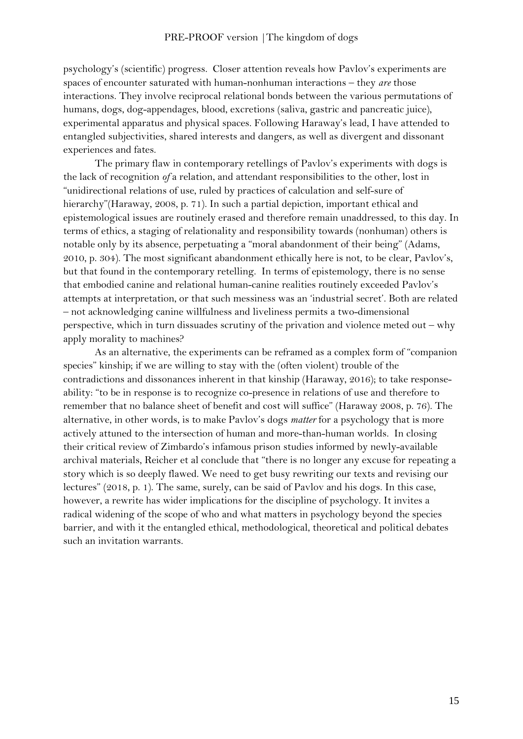psychology's (scientific) progress. Closer attention reveals how Pavlov's experiments are spaces of encounter saturated with human-nonhuman interactions – they *are* those interactions. They involve reciprocal relational bonds between the various permutations of humans, dogs, dog-appendages, blood, excretions (saliva, gastric and pancreatic juice), experimental apparatus and physical spaces. Following Haraway's lead, I have attended to entangled subjectivities, shared interests and dangers, as well as divergent and dissonant experiences and fates.

The primary flaw in contemporary retellings of Pavlov's experiments with dogs is the lack of recognition *of* a relation, and attendant responsibilities to the other, lost in "unidirectional relations of use, ruled by practices of calculation and self-sure of hierarchy"(Haraway, 2008, p. 71). In such a partial depiction, important ethical and epistemological issues are routinely erased and therefore remain unaddressed, to this day. In terms of ethics, a staging of relationality and responsibility towards (nonhuman) others is notable only by its absence, perpetuating a "moral abandonment of their being" (Adams, 2010, p. 304). The most significant abandonment ethically here is not, to be clear, Pavlov's, but that found in the contemporary retelling. In terms of epistemology, there is no sense that embodied canine and relational human-canine realities routinely exceeded Pavlov's attempts at interpretation, or that such messiness was an 'industrial secret'. Both are related – not acknowledging canine willfulness and liveliness permits a two-dimensional perspective, which in turn dissuades scrutiny of the privation and violence meted out – why apply morality to machines?

As an alternative, the experiments can be reframed as a complex form of "companion species" kinship; if we are willing to stay with the (often violent) trouble of the contradictions and dissonances inherent in that kinship (Haraway, 2016); to take response-ability: "to be in response is to recognize co-presence in relations of use and therefore to remember that no balance sheet of benefit and cost will suffice" (Haraway 2008, p. 76). The alternative, in other words, is to make Pavlov's dogs *matter* for a psychology that is more actively attuned to the intersection of human and more-than-human worlds. In closing their critical review of Zimbardo's infamous prison studies informed by newly-available archival materials, Reicher et al conclude that "there is no longer any excuse for repeating a story which is so deeply flawed. We need to get busy rewriting our texts and revising our lectures" (2018, p. 1). The same, surely, can be said of Pavlov and his dogs. In this case, however, a rewrite has wider implications for the discipline of psychology. It invites a radical widening of the scope of who and what matters in psychology beyond the species barrier, and with it the entangled ethical, methodological, theoretical and political debates such an invitation warrants.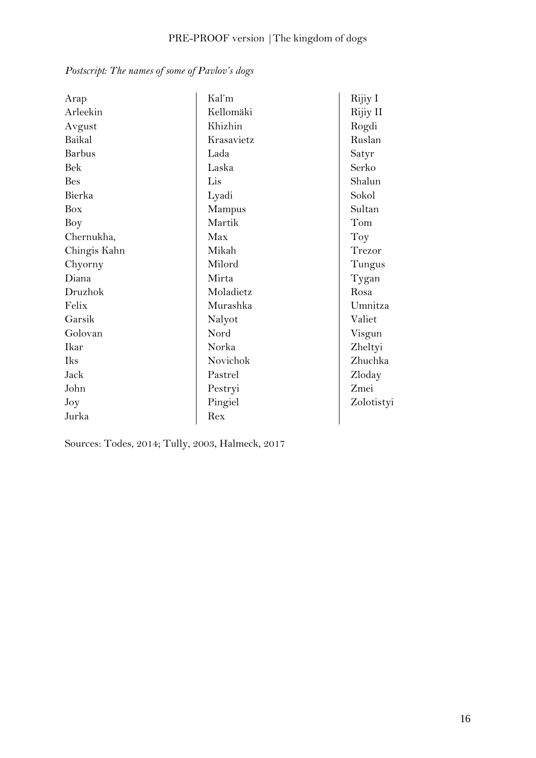*Postscript: The names of some of Pavlov's dogs*

Arap
Arleekin
Avgust
Baikal
Barbus
Bek
Bes
Bierka
Box
Boy
Chernukha,
Chingis Kahn
Chyorny
Diana
Druzhok
Felix
Garsik
Golovan
Ikar
Iks
Jack
John
Joy
Jurka
Kal'm
Kellomäki
Khizhin
Krasavietz
Lada
Laska
Lis
Lyadi
Mampus
Martik
Max
Mikah
Milord
Mirta
Moladietz
Murashka
Nalyot
Nord
Norka
Novichok
Pastrel
Pestryi
Pingiel
Rex
Rijiy I
Rijiy II
Rogdi
Ruslan
Satyr
Serko
Shalun
Sokol
Sultan
Tom
Toy
Trezor
Tungus
Tygan
Rosa
Umnitza
Valiet
Visgun
Zheltyi
Zhuchka
Zloday
Zmei
Zolotistyi

Sources: Todes, 2014; Tully, 2003, Halmeck, 2017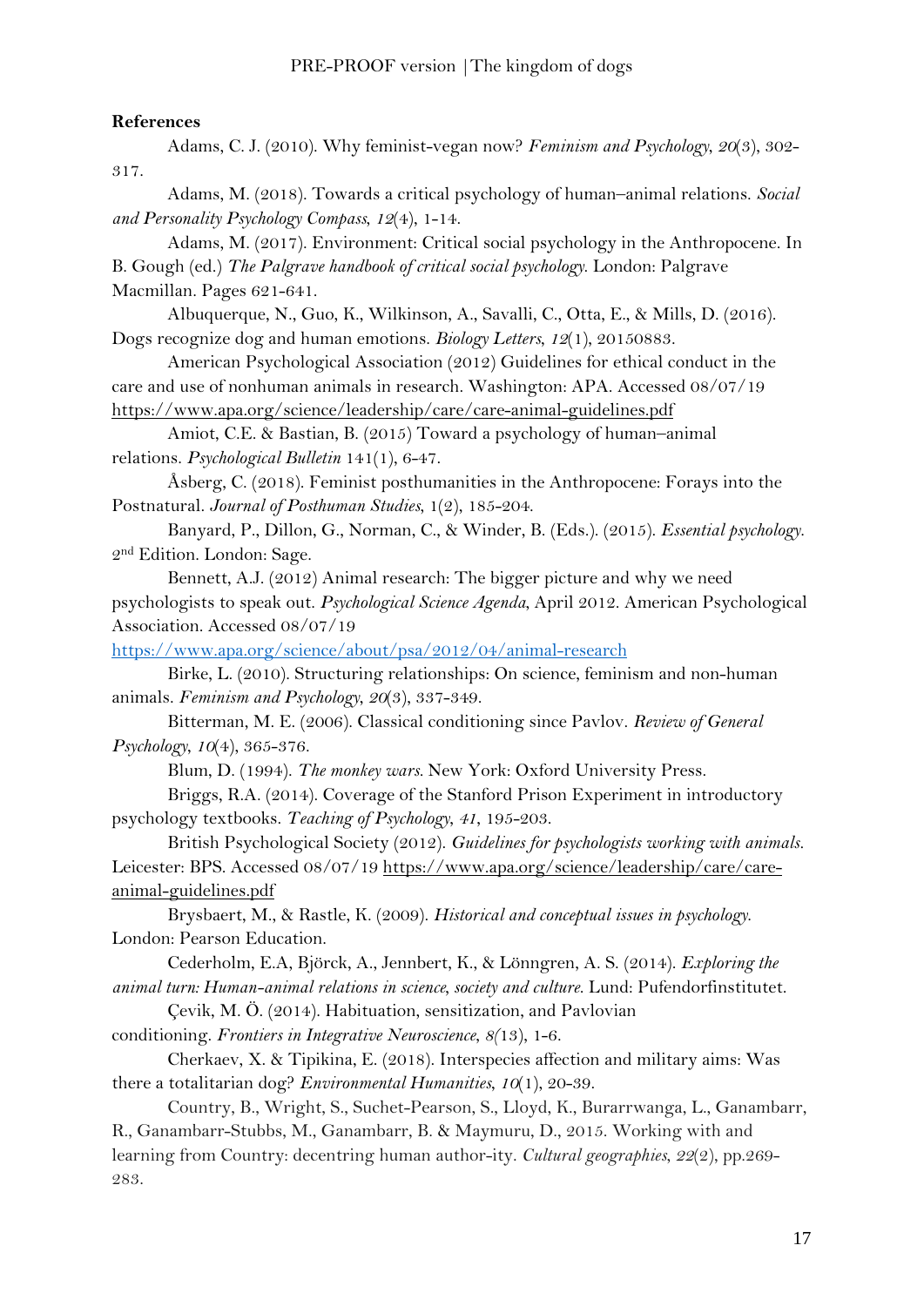**References**

Adams, C. J. (2010). Why feminist-vegan now? *Feminism and Psychology*, *20*(3), 302-317.

Adams, M. (2018). Towards a critical psychology of human–animal relations. *Social and Personality Psychology Compass*, *12*(4), 1-14.

Adams, M. (2017). Environment: Critical social psychology in the Anthropocene. In B. Gough (ed.) *The Palgrave handbook of critical social psychology*. London: Palgrave Macmillan. Pages 621-641.

Albuquerque, N., Guo, K., Wilkinson, A., Savalli, C., Otta, E., & Mills, D. (2016). Dogs recognize dog and human emotions. *Biology Letters*, *12*(1), 20150883.

American Psychological Association (2012) Guidelines for ethical conduct in the care and use of nonhuman animals in research. Washington: APA. Accessed 08/07/19 https://www.apa.org/science/leadership/care/care-animal-guidelines.pdf

Amiot, C.E. & Bastian, B. (2015) Toward a psychology of human–animal relations. *Psychological Bulletin* 141(1), 6-47.

Åsberg, C. (2018). Feminist posthumanities in the Anthropocene: Forays into the Postnatural. *Journal of Posthuman Studies*, 1(2), 185-204.

Banyard, P., Dillon, G., Norman, C., & Winder, B. (Eds.). (2015). *Essential psychology*. 2nd Edition. London: Sage.

Bennett, A.J. (2012) Animal research: The bigger picture and why we need psychologists to speak out. *Psychological Science Agenda*, April 2012. American Psychological Association. Accessed 08/07/19 https://www.apa.org/science/about/psa/2012/04/animal-research

Birke, L. (2010). Structuring relationships: On science, feminism and non-human animals. *Feminism and Psychology*, *20*(3), 337-349.

Bitterman, M. E. (2006). Classical conditioning since Pavlov. *Review of General Psychology*, *10*(4), 365-376.

Blum, D. (1994). *The monkey wars*. New York: Oxford University Press.

Briggs, R.A. (2014). Coverage of the Stanford Prison Experiment in introductory psychology textbooks. *Teaching of Psychology*, *41*, 195-203.

British Psychological Society (2012). *Guidelines for psychologists working with animals*. Leicester: BPS. Accessed 08/07/19 https://www.apa.org/science/leadership/care/care-animal-guidelines.pdf

Brysbaert, M., & Rastle, K. (2009). *Historical and conceptual issues in psychology*. London: Pearson Education.

Cederholm, E.A, Björck, A., Jennbert, K., & Lönngren, A. S. (2014). *Exploring the animal turn: Human-animal relations in science, society and culture*. Lund: Pufendorfinstitutet.

Çevik, M. Ö. (2014). Habituation, sensitization, and Pavlovian conditioning. *Frontiers in Integrative Neuroscience*, *8(*13), 1-6.

Cherkaev, X. & Tipikina, E. (2018). Interspecies affection and military aims: Was there a totalitarian dog? *Environmental Humanities*, *10*(1), 20-39.

Country, B., Wright, S., Suchet-Pearson, S., Lloyd, K., Burarrwanga, L., Ganambarr, R., Ganambarr-Stubbs, M., Ganambarr, B. & Maymuru, D., 2015. Working with and learning from Country: decentring human author-ity. *Cultural geographies*, *22*(2), pp.269-283.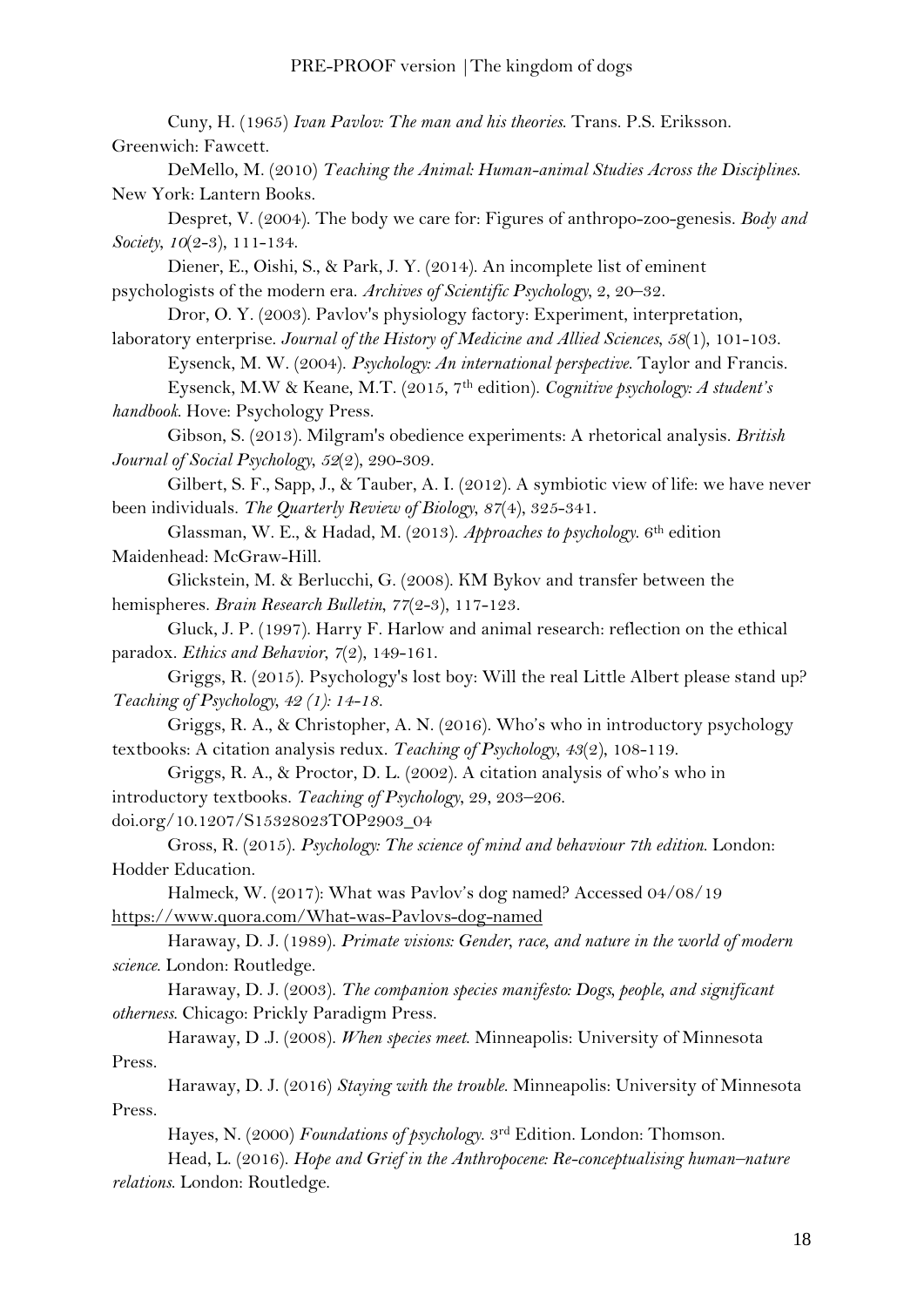Cuny, H. (1965) *Ivan Pavlov: The man and his theories*. Trans. P.S. Eriksson. Greenwich: Fawcett.

DeMello, M. (2010) *Teaching the Animal: Human-animal Studies Across the Disciplines*. New York: Lantern Books.

Despret, V. (2004). The body we care for: Figures of anthropo-zoo-genesis. *Body and Society*, *10*(2-3), 111-134.

Diener, E., Oishi, S., & Park, J. Y. (2014). An incomplete list of eminent psychologists of the modern era. *Archives of Scientific Psychology*, *2*, 20–32.

Dror, O. Y. (2003). Pavlov's physiology factory: Experiment, interpretation, laboratory enterprise. *Journal of the History of Medicine and Allied Sciences*, *58*(1), 101-103.

Eysenck, M. W. (2004). *Psychology: An international perspective*. Taylor and Francis.

Eysenck, M.W & Keane, M.T. (2015, 7th edition). *Cognitive psychology: A student's handbook*. Hove: Psychology Press.

Gibson, S. (2013). Milgram's obedience experiments: A rhetorical analysis. *British Journal of Social Psychology*, *52*(2), 290-309.

Gilbert, S. F., Sapp, J., & Tauber, A. I. (2012). A symbiotic view of life: we have never been individuals. *The Quarterly Review of Biology*, *87*(4), 325-341.

Glassman, W. E., & Hadad, M. (2013). *Approaches to psychology*. 6th edition Maidenhead: McGraw-Hill.

Glickstein, M. & Berlucchi, G. (2008). KM Bykov and transfer between the hemispheres. *Brain Research Bulletin*, *77*(2-3), 117-123.

Gluck, J. P. (1997). Harry F. Harlow and animal research: reflection on the ethical paradox. *Ethics and Behavior*, *7*(2), 149-161.

Griggs, R. (2015). Psychology's lost boy: Will the real Little Albert please stand up? *Teaching of Psychology, 42 (1): 14-18*.

Griggs, R. A., & Christopher, A. N. (2016). Who's who in introductory psychology textbooks: A citation analysis redux. *Teaching of Psychology*, *43*(2), 108-119.

Griggs, R. A., & Proctor, D. L. (2002). A citation analysis of who's who in introductory textbooks. *Teaching of Psychology*, 29, 203–206. doi.org/10.1207/S15328023TOP2903_04

Gross, R. (2015). *Psychology: The science of mind and behaviour 7th edition*. London: Hodder Education.

Halmeck, W. (2017): What was Pavlov's dog named? Accessed 04/08/19 https://www.quora.com/What-was-Pavlovs-dog-named

Haraway, D. J. (1989). *Primate visions: Gender, race, and nature in the world of modern science*. London: Routledge.

Haraway, D. J. (2003). *The companion species manifesto: Dogs, people, and significant otherness*. Chicago: Prickly Paradigm Press.

Haraway, D .J. (2008). *When species meet*. Minneapolis: University of Minnesota Press.

Haraway, D. J. (2016) *Staying with the trouble*. Minneapolis: University of Minnesota Press.

Hayes, N. (2000) *Foundations of psychology*. 3rd Edition. London: Thomson.

Head, L. (2016). *Hope and Grief in the Anthropocene: Re-conceptualising human–nature relations*. London: Routledge.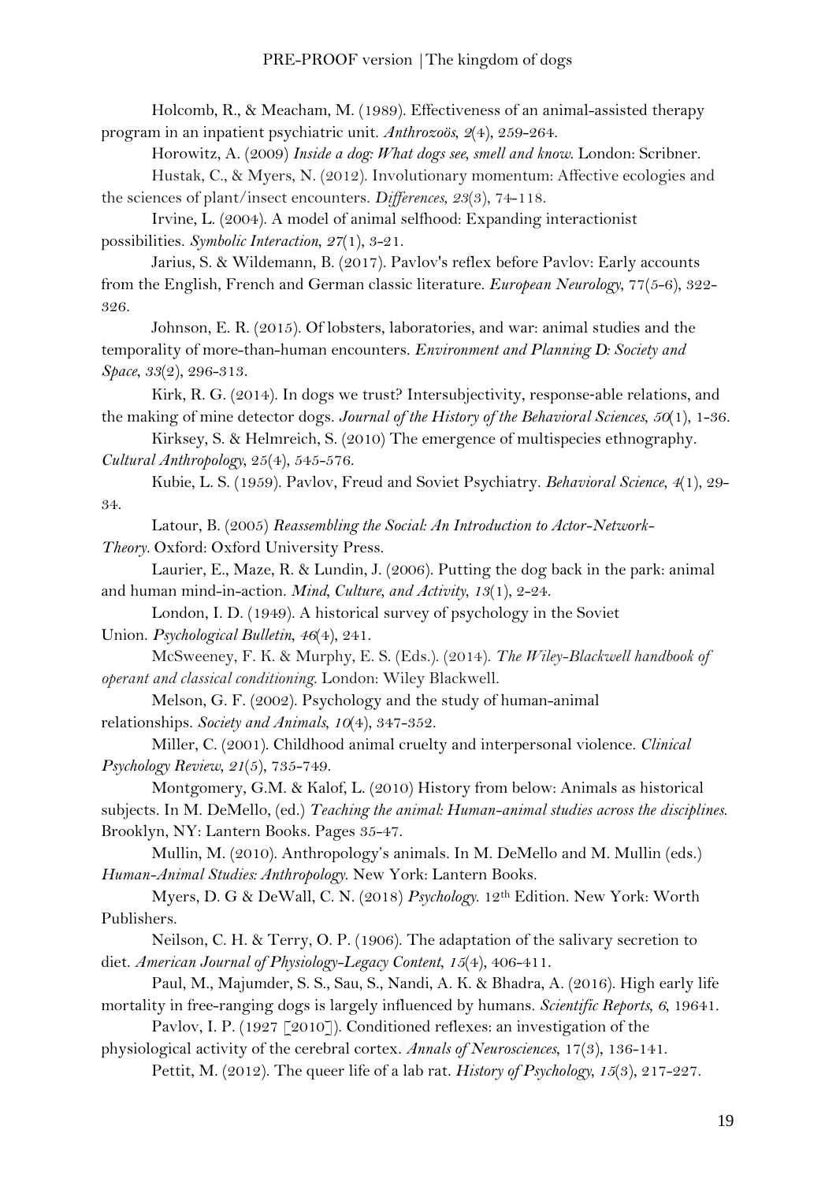Holcomb, R., & Meacham, M. (1989). Effectiveness of an animal-assisted therapy program in an inpatient psychiatric unit. *Anthrozoös*, *2*(4), 259-264.

Horowitz, A. (2009) *Inside a dog: What dogs see, smell and know*. London: Scribner.

Hustak, C., & Myers, N. (2012). Involutionary momentum: Affective ecologies and the sciences of plant/insect encounters. *Differences*, *23*(3), 74-118.

Irvine, L. (2004). A model of animal selfhood: Expanding interactionist possibilities. *Symbolic Interaction*, *27*(1), 3-21.

Jarius, S. & Wildemann, B. (2017). Pavlov's reflex before Pavlov: Early accounts from the English, French and German classic literature. *European Neurology*, 77(5-6), 322-326.

Johnson, E. R. (2015). Of lobsters, laboratories, and war: animal studies and the temporality of more-than-human encounters. *Environment and Planning D: Society and Space*, *33*(2), 296-313.

Kirk, R. G. (2014). In dogs we trust? Intersubjectivity, response-able relations, and the making of mine detector dogs. *Journal of the History of the Behavioral Sciences*, *50*(1), 1-36.

Kirksey, S. & Helmreich, S. (2010) The emergence of multispecies ethnography. *Cultural Anthropology*, 25(4), 545-576.

Kubie, L. S. (1959). Pavlov, Freud and Soviet Psychiatry. *Behavioral Science*, *4*(1), 29-34.

Latour, B. (2005) *Reassembling the Social: An Introduction to Actor-Network-Theory*. Oxford: Oxford University Press.

Laurier, E., Maze, R. & Lundin, J. (2006). Putting the dog back in the park: animal and human mind-in-action. *Mind, Culture, and Activity*, *13*(1), 2-24.

London, I. D. (1949). A historical survey of psychology in the Soviet Union. *Psychological Bulletin*, *46*(4), 241.

McSweeney, F. K. & Murphy, E. S. (Eds.). (2014). *The Wiley-Blackwell handbook of operant and classical conditioning*. London: Wiley Blackwell.

Melson, G. F. (2002). Psychology and the study of human-animal relationships. *Society and Animals*, *10*(4), 347-352.

Miller, C. (2001). Childhood animal cruelty and interpersonal violence. *Clinical Psychology Review*, *21*(5), 735-749.

Montgomery, G.M. & Kalof, L. (2010) History from below: Animals as historical subjects. In M. DeMello, (ed.) *Teaching the animal: Human-animal studies across the disciplines*. Brooklyn, NY: Lantern Books. Pages 35-47.

Mullin, M. (2010). Anthropology's animals. In M. DeMello and M. Mullin (eds.) *Human-Animal Studies: Anthropology*. New York: Lantern Books.

Myers, D. G & DeWall, C. N. (2018) *Psychology*. 12th Edition. New York: Worth Publishers.

Neilson, C. H. & Terry, O. P. (1906). The adaptation of the salivary secretion to diet. *American Journal of Physiology-Legacy Content*, *15*(4), 406-411.

Paul, M., Majumder, S. S., Sau, S., Nandi, A. K. & Bhadra, A. (2016). High early life mortality in free-ranging dogs is largely influenced by humans. *Scientific Reports*, *6*, 19641.

Pavlov, I. P. (1927 [2010]). Conditioned reflexes: an investigation of the physiological activity of the cerebral cortex. *Annals of Neurosciences*, 17(3), 136-141.

Pettit, M. (2012). The queer life of a lab rat. *History of Psychology*, *15*(3), 217-227.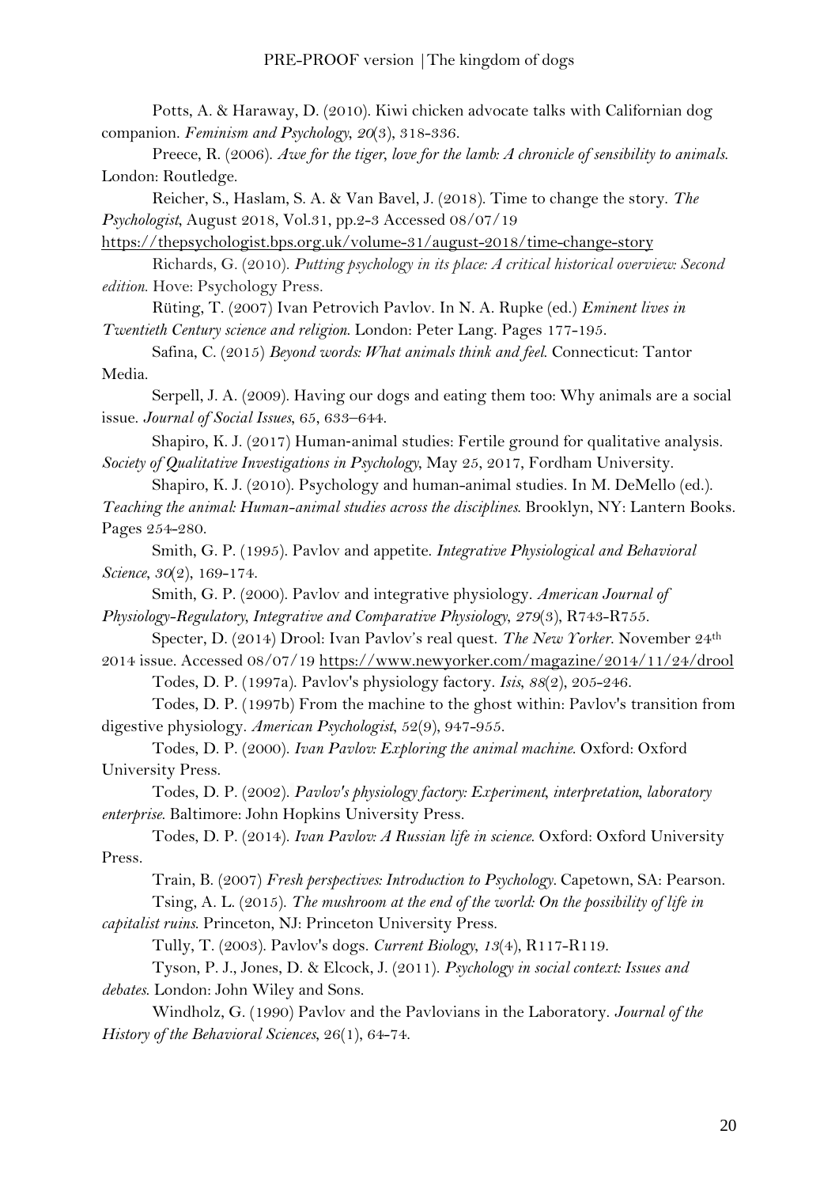Potts, A. & Haraway, D. (2010). Kiwi chicken advocate talks with Californian dog companion. *Feminism and Psychology*, *20*(3), 318-336.

Preece, R. (2006). *Awe for the tiger, love for the lamb: A chronicle of sensibility to animals.* London: Routledge.

Reicher, S., Haslam, S. A. & Van Bavel, J. (2018). Time to change the story. *The Psychologist*, August 2018, Vol.31, pp.2-3 Accessed 08/07/19 https://thepsychologist.bps.org.uk/volume-31/august-2018/time-change-story

Richards, G. (2010). *Putting psychology in its place: A critical historical overview: Second edition.* Hove: Psychology Press.

Rüting, T. (2007) Ivan Petrovich Pavlov. In N. A. Rupke (ed.) *Eminent lives in Twentieth Century science and religion.* London: Peter Lang. Pages 177-195.

Safina, C. (2015) *Beyond words: What animals think and feel.* Connecticut: Tantor Media.

Serpell, J. A. (2009). Having our dogs and eating them too: Why animals are a social issue. *Journal of Social Issues*, 65, 633–644.

Shapiro, K. J. (2017) Human-animal studies: Fertile ground for qualitative analysis. *Society of Qualitative Investigations in Psychology*, May 25, 2017, Fordham University.

Shapiro, K. J. (2010). Psychology and human-animal studies. In M. DeMello (ed.). *Teaching the animal: Human-animal studies across the disciplines.* Brooklyn, NY: Lantern Books. Pages 254-280.

Smith, G. P. (1995). Pavlov and appetite. *Integrative Physiological and Behavioral Science*, *30*(2), 169-174.

Smith, G. P. (2000). Pavlov and integrative physiology. *American Journal of Physiology-Regulatory, Integrative and Comparative Physiology*, *279*(3), R743-R755.

Specter, D. (2014) Drool: Ivan Pavlov's real quest. *The New Yorker.* November 24th 2014 issue. Accessed 08/07/19 https://www.newyorker.com/magazine/2014/11/24/drool

Todes, D. P. (1997a). Pavlov's physiology factory. *Isis*, *88*(2), 205-246.

Todes, D. P. (1997b) From the machine to the ghost within: Pavlov's transition from digestive physiology. *American Psychologist*, 52(9), 947-955.

Todes, D. P. (2000). *Ivan Pavlov: Exploring the animal machine.* Oxford: Oxford University Press.

Todes, D. P. (2002). *Pavlov's physiology factory: Experiment, interpretation, laboratory enterprise.* Baltimore: John Hopkins University Press.

Todes, D. P. (2014). *Ivan Pavlov: A Russian life in science.* Oxford: Oxford University Press.

Train, B. (2007) *Fresh perspectives: Introduction to Psychology.* Capetown, SA: Pearson.

Tsing, A. L. (2015). *The mushroom at the end of the world: On the possibility of life in capitalist ruins.* Princeton, NJ: Princeton University Press.

Tully, T. (2003). Pavlov's dogs. *Current Biology*, *13*(4), R117-R119.

Tyson, P. J., Jones, D. & Elcock, J. (2011). *Psychology in social context: Issues and debates.* London: John Wiley and Sons.

Windholz, G. (1990) Pavlov and the Pavlovians in the Laboratory. *Journal of the History of the Behavioral Sciences*, 26(1), 64-74.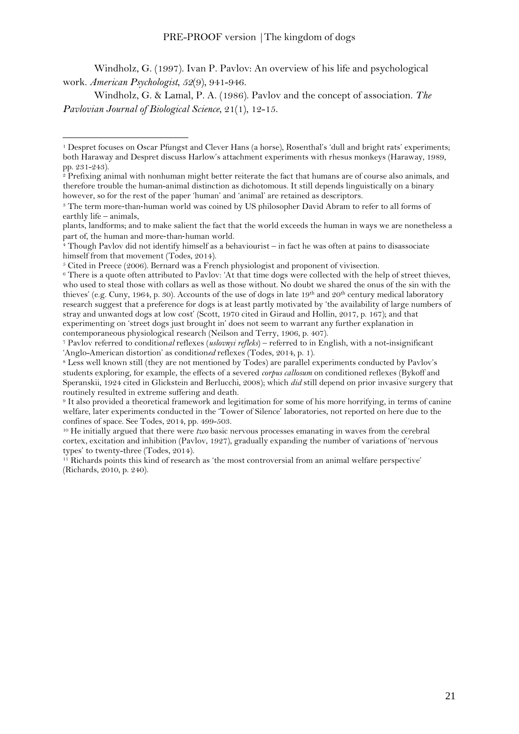Windholz, G. (1997). Ivan P. Pavlov: An overview of his life and psychological work. *American Psychologist, 52*(9), 941-946.

Windholz, G. & Lamal, P. A. (1986). Pavlov and the concept of association. *The Pavlovian Journal of Biological Science*, 21(1), 12-15.

---

[1] Despret focuses on Oscar Pfungst and Clever Hans (a horse), Rosenthal's 'dull and bright rats' experiments; both Haraway and Despret discuss Harlow's attachment experiments with rhesus monkeys (Haraway, 1989, pp. 231-243).

[2] Prefixing animal with nonhuman might better reiterate the fact that humans are of course also animals, and therefore trouble the human-animal distinction as dichotomous. It still depends linguistically on a binary however, so for the rest of the paper 'human' and 'animal' are retained as descriptors.

[3] The term more-than-human world was coined by US philosopher David Abram to refer to all forms of earthly life – animals,
plants, landforms; and to make salient the fact that the world exceeds the human in ways we are nonetheless a part of, the human and more-than-human world.

[4] Though Pavlov did not identify himself as a behaviourist – in fact he was often at pains to disassociate himself from that movement (Todes, 2014).

[5] Cited in Preece (2006). Bernard was a French physiologist and proponent of vivisection.

[6] There is a quote often attributed to Pavlov: 'At that time dogs were collected with the help of street thieves, who used to steal those with collars as well as those without. No doubt we shared the onus of the sin with the thieves' (e.g. Cuny, 1964, p. 30). Accounts of the use of dogs in late 19th and 20th century medical laboratory research suggest that a preference for dogs is at least partly motivated by 'the availability of large numbers of stray and unwanted dogs at low cost' (Scott, 1970 cited in Giraud and Hollin, 2017, p. 167); and that experimenting on 'street dogs just brought in' does not seem to warrant any further explanation in contemporaneous physiological research (Neilson and Terry, 1906, p. 407).

[7] Pavlov referred to condition*al* reflexes (*uslovnyi refleks*) – referred to in English, with a not-insignificant 'Anglo-American distortion' as condition*ed* reflexes (Todes, 2014, p. 1).

[8] Less well known still (they are not mentioned by Todes) are parallel experiments conducted by Pavlov's students exploring, for example, the effects of a severed *corpus callosum* on conditioned reflexes (Bykoff and Speranskii, 1924 cited in Glickstein and Berlucchi, 2008); which *did* still depend on prior invasive surgery that routinely resulted in extreme suffering and death.

[9] It also provided a theoretical framework and legitimation for some of his more horrifying, in terms of canine welfare, later experiments conducted in the 'Tower of Silence' laboratories, not reported on here due to the confines of space. See Todes, 2014, pp. 499-503.

[10] He initially argued that there were *two* basic nervous processes emanating in waves from the cerebral cortex, excitation and inhibition (Pavlov, 1927), gradually expanding the number of variations of 'nervous types' to twenty-three (Todes, 2014).

[11] Richards points this kind of research as 'the most controversial from an animal welfare perspective' (Richards, 2010, p. 240).